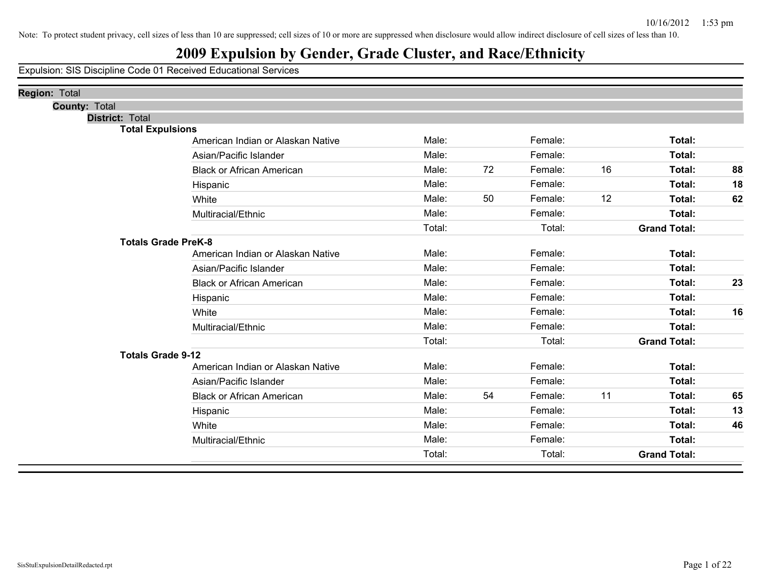Note: To protect student privacy, cell sizes of less than 10 are suppressed; cell sizes of 10 or more are suppressed when disclosure would allow indirect disclosure of cell sizes of less than 10.

# 2009 Expulsion by Gender, Grade Cluster, and Race/Ethnicity

Expulsion: SIS Discipline Code 01 Received Educational Services

**Region:** Total

**County:** Total

**District:** Total

**Total Expulsions**

| Race/Ethnicity | | Male | | Female | | Total |
|---|---|---|---|---|---|---|
| American Indian or Alaskan Native | Male: | | Female: | | **Total:** | |
| Asian/Pacific Islander | Male: | | Female: | | **Total:** | |
| Black or African American | Male: | 72 | Female: | 16 | **Total:** | **88** |
| Hispanic | Male: | | Female: | | **Total:** | **18** |
| White | Male: | 50 | Female: | 12 | **Total:** | **62** |
| Multiracial/Ethnic | Male: | | Female: | | **Total:** | |
| | Total: | | Total: | | **Grand Total:** | |

**Totals Grade PreK-8**

| Race/Ethnicity | | Male | | Female | | Total |
|---|---|---|---|---|---|---|
| American Indian or Alaskan Native | Male: | | Female: | | **Total:** | |
| Asian/Pacific Islander | Male: | | Female: | | **Total:** | |
| Black or African American | Male: | | Female: | | **Total:** | **23** |
| Hispanic | Male: | | Female: | | **Total:** | |
| White | Male: | | Female: | | **Total:** | **16** |
| Multiracial/Ethnic | Male: | | Female: | | **Total:** | |
| | Total: | | Total: | | **Grand Total:** | |

**Totals Grade 9-12**

| Race/Ethnicity | | Male | | Female | | Total |
|---|---|---|---|---|---|---|
| American Indian or Alaskan Native | Male: | | Female: | | **Total:** | |
| Asian/Pacific Islander | Male: | | Female: | | **Total:** | |
| Black or African American | Male: | 54 | Female: | 11 | **Total:** | **65** |
| Hispanic | Male: | | Female: | | **Total:** | **13** |
| White | Male: | | Female: | | **Total:** | **46** |
| Multiracial/Ethnic | Male: | | Female: | | **Total:** | |
| | Total: | | Total: | | **Grand Total:** | |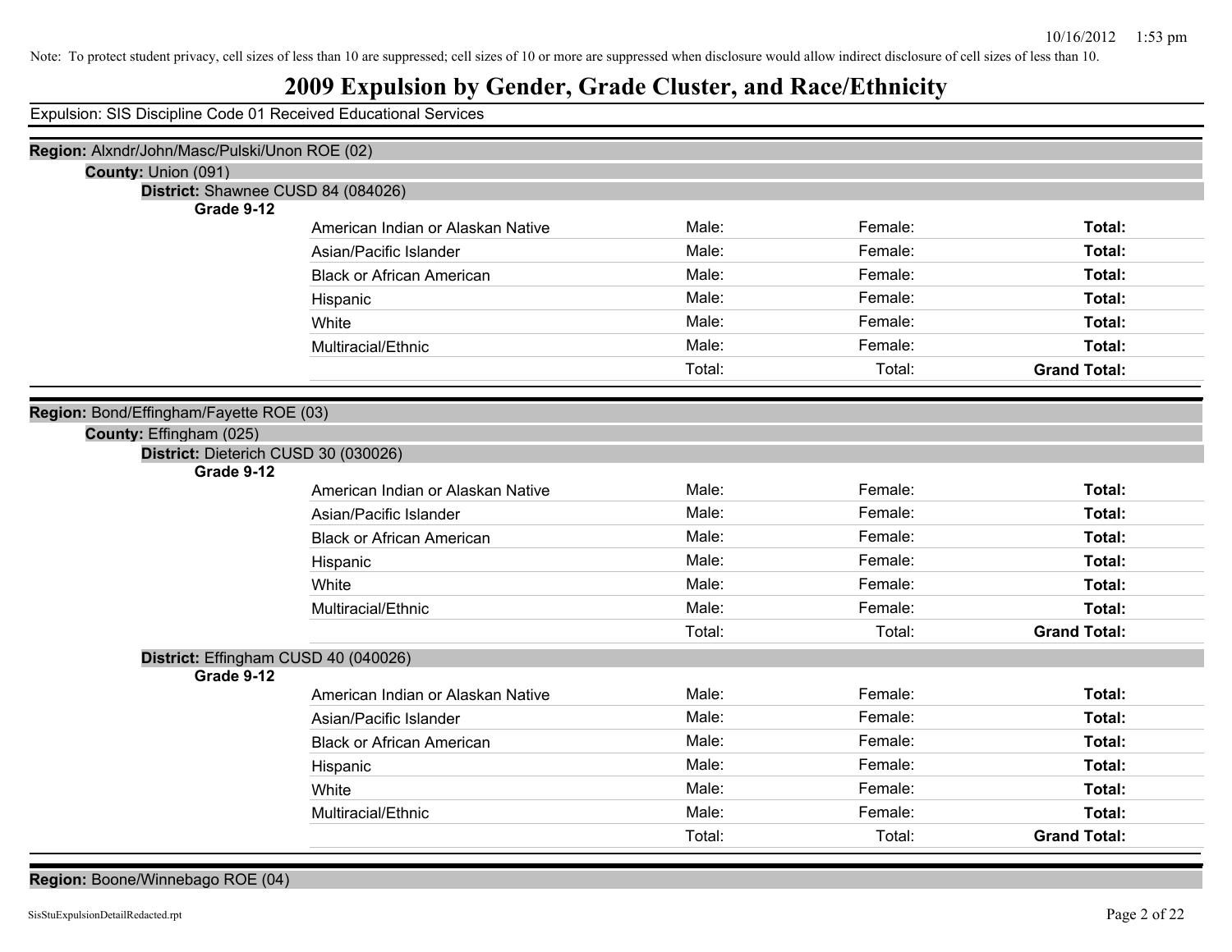Note: To protect student privacy, cell sizes of less than 10 are suppressed; cell sizes of 10 or more are suppressed when disclosure would allow indirect disclosure of cell sizes of less than 10.

# 2009 Expulsion by Gender, Grade Cluster, and Race/Ethnicity

Expulsion: SIS Discipline Code 01 Received Educational Services

**Region:** Alxndr/John/Masc/Pulski/Unon ROE (02)

**County:** Union (091)

**District:** Shawnee CUSD 84 (084026)

**Grade 9-12**

| | | | |
|---|---|---|---|
| American Indian or Alaskan Native | Male: | Female: | **Total:** |
| Asian/Pacific Islander | Male: | Female: | **Total:** |
| Black or African American | Male: | Female: | **Total:** |
| Hispanic | Male: | Female: | **Total:** |
| White | Male: | Female: | **Total:** |
| Multiracial/Ethnic | Male: | Female: | **Total:** |
| | Total: | Total: | **Grand Total:** |

**Region:** Bond/Effingham/Fayette ROE (03)

**County:** Effingham (025)

**District:** Dieterich CUSD 30 (030026)

**Grade 9-12**

| | | | |
|---|---|---|---|
| American Indian or Alaskan Native | Male: | Female: | **Total:** |
| Asian/Pacific Islander | Male: | Female: | **Total:** |
| Black or African American | Male: | Female: | **Total:** |
| Hispanic | Male: | Female: | **Total:** |
| White | Male: | Female: | **Total:** |
| Multiracial/Ethnic | Male: | Female: | **Total:** |
| | Total: | Total: | **Grand Total:** |

**District:** Effingham CUSD 40 (040026)

**Grade 9-12**

| | | | |
|---|---|---|---|
| American Indian or Alaskan Native | Male: | Female: | **Total:** |
| Asian/Pacific Islander | Male: | Female: | **Total:** |
| Black or African American | Male: | Female: | **Total:** |
| Hispanic | Male: | Female: | **Total:** |
| White | Male: | Female: | **Total:** |
| Multiracial/Ethnic | Male: | Female: | **Total:** |
| | Total: | Total: | **Grand Total:** |

**Region:** Boone/Winnebago ROE (04)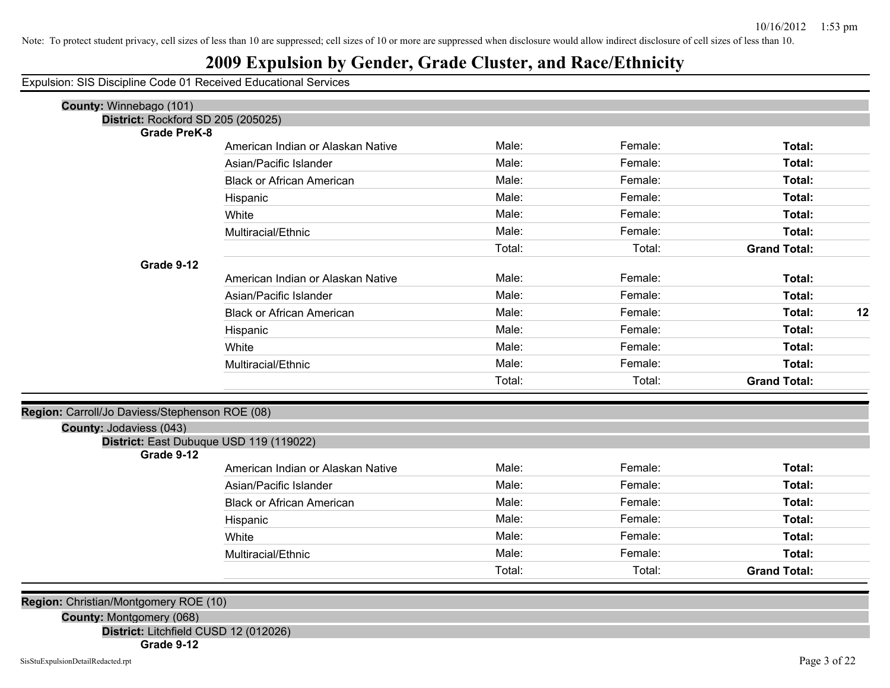Note: To protect student privacy, cell sizes of less than 10 are suppressed; cell sizes of 10 or more are suppressed when disclosure would allow indirect disclosure of cell sizes of less than 10.

# 2009 Expulsion by Gender, Grade Cluster, and Race/Ethnicity

Expulsion: SIS Discipline Code 01 Received Educational Services

**County:** Winnebago (101)

**District:** Rockford SD 205 (205025)

**Grade PreK-8**

| Race/Ethnicity | Male | Female | Total | |
|---|---|---|---|---|
| American Indian or Alaskan Native | Male: | Female: | **Total:** | |
| Asian/Pacific Islander | Male: | Female: | **Total:** | |
| Black or African American | Male: | Female: | **Total:** | |
| Hispanic | Male: | Female: | **Total:** | |
| White | Male: | Female: | **Total:** | |
| Multiracial/Ethnic | Male: | Female: | **Total:** | |
| | Total: | Total: | **Grand Total:** | |

**Grade 9-12**

| Race/Ethnicity | Male | Female | Total | |
|---|---|---|---|---|
| American Indian or Alaskan Native | Male: | Female: | **Total:** | |
| Asian/Pacific Islander | Male: | Female: | **Total:** | |
| Black or African American | Male: | Female: | **Total:** | **12** |
| Hispanic | Male: | Female: | **Total:** | |
| White | Male: | Female: | **Total:** | |
| Multiracial/Ethnic | Male: | Female: | **Total:** | |
| | Total: | Total: | **Grand Total:** | |

**Region:** Carroll/Jo Daviess/Stephenson ROE (08)

**County:** Jodaviess (043)

**District:** East Dubuque USD 119 (119022)

**Grade 9-12**

| Race/Ethnicity | Male | Female | Total | |
|---|---|---|---|---|
| American Indian or Alaskan Native | Male: | Female: | **Total:** | |
| Asian/Pacific Islander | Male: | Female: | **Total:** | |
| Black or African American | Male: | Female: | **Total:** | |
| Hispanic | Male: | Female: | **Total:** | |
| White | Male: | Female: | **Total:** | |
| Multiracial/Ethnic | Male: | Female: | **Total:** | |
| | Total: | Total: | **Grand Total:** | |

**Region:** Christian/Montgomery ROE (10)

**County:** Montgomery (068)

**District:** Litchfield CUSD 12 (012026)

**Grade 9-12**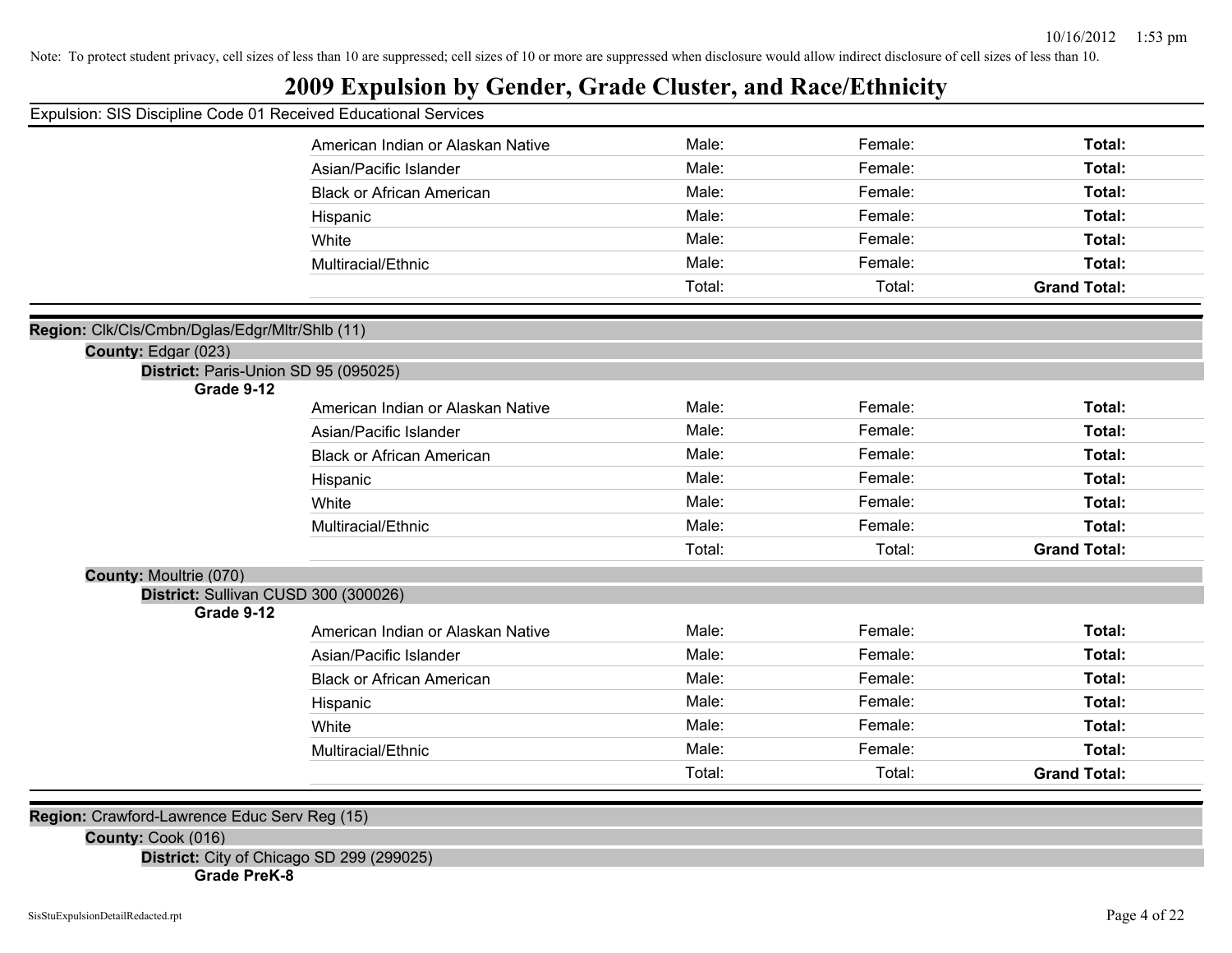Note: To protect student privacy, cell sizes of less than 10 are suppressed; cell sizes of 10 or more are suppressed when disclosure would allow indirect disclosure of cell sizes of less than 10.

# 2009 Expulsion by Gender, Grade Cluster, and Race/Ethnicity

Expulsion: SIS Discipline Code 01 Received Educational Services

| | | | |
|---|---|---|---|
| American Indian or Alaskan Native | Male: | Female: | **Total:** |
| Asian/Pacific Islander | Male: | Female: | **Total:** |
| Black or African American | Male: | Female: | **Total:** |
| Hispanic | Male: | Female: | **Total:** |
| White | Male: | Female: | **Total:** |
| Multiracial/Ethnic | Male: | Female: | **Total:** |
| | Total: | Total: | **Grand Total:** |

**Region:** Clk/Cls/Cmbn/Dglas/Edgr/Mltr/Shlb (11)

**County:** Edgar (023)

**District:** Paris-Union SD 95 (095025)

**Grade 9-12**

| | | | |
|---|---|---|---|
| American Indian or Alaskan Native | Male: | Female: | **Total:** |
| Asian/Pacific Islander | Male: | Female: | **Total:** |
| Black or African American | Male: | Female: | **Total:** |
| Hispanic | Male: | Female: | **Total:** |
| White | Male: | Female: | **Total:** |
| Multiracial/Ethnic | Male: | Female: | **Total:** |
| | Total: | Total: | **Grand Total:** |

**County:** Moultrie (070)

**District:** Sullivan CUSD 300 (300026)

**Grade 9-12**

| | | | |
|---|---|---|---|
| American Indian or Alaskan Native | Male: | Female: | **Total:** |
| Asian/Pacific Islander | Male: | Female: | **Total:** |
| Black or African American | Male: | Female: | **Total:** |
| Hispanic | Male: | Female: | **Total:** |
| White | Male: | Female: | **Total:** |
| Multiracial/Ethnic | Male: | Female: | **Total:** |
| | Total: | Total: | **Grand Total:** |

**Region:** Crawford-Lawrence Educ Serv Reg (15)

**County:** Cook (016)

**District:** City of Chicago SD 299 (299025)

**Grade PreK-8**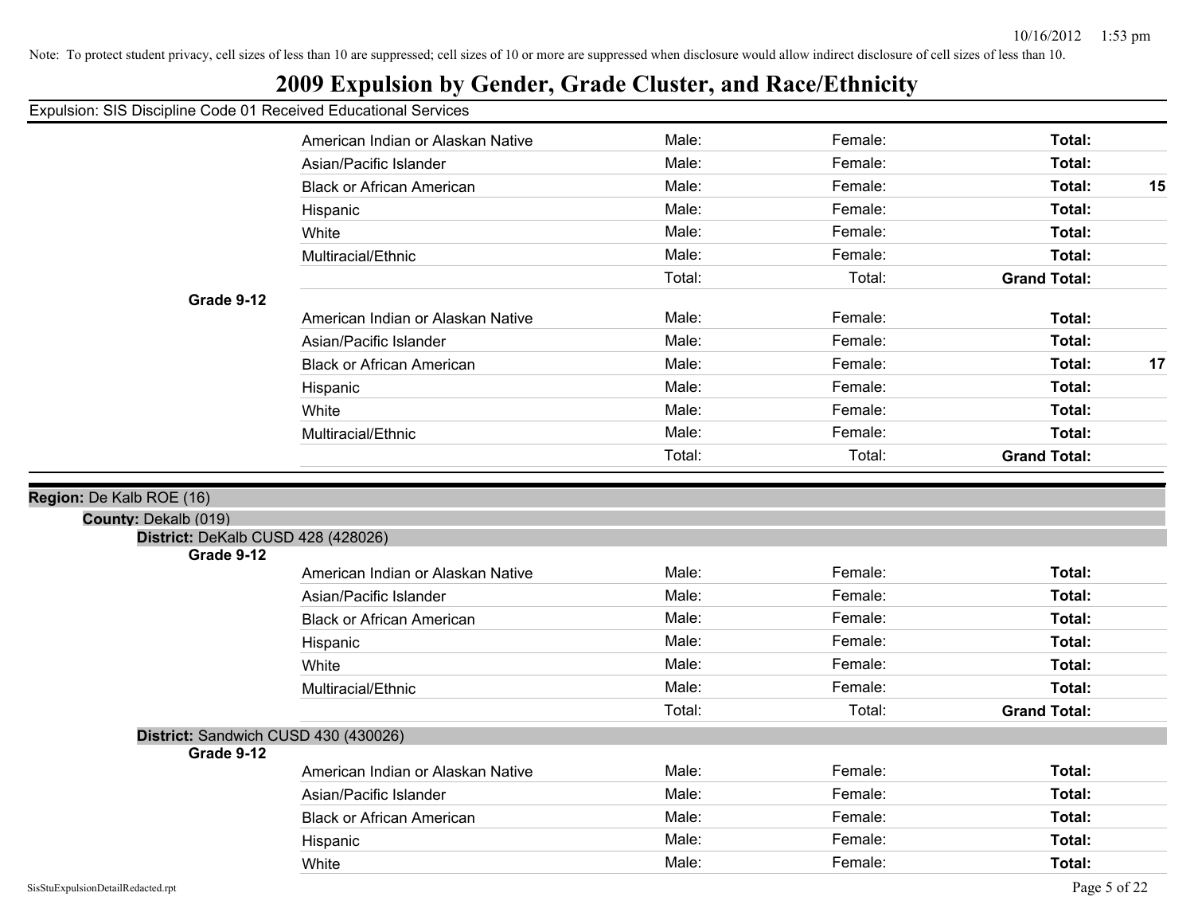Note: To protect student privacy, cell sizes of less than 10 are suppressed; cell sizes of 10 or more are suppressed when disclosure would allow indirect disclosure of cell sizes of less than 10.

# 2009 Expulsion by Gender, Grade Cluster, and Race/Ethnicity

Expulsion: SIS Discipline Code 01 Received Educational Services

| | | | | | |
|---|---|---|---|---|---|
| | American Indian or Alaskan Native | Male: | Female: | **Total:** | |
| | Asian/Pacific Islander | Male: | Female: | **Total:** | |
| | Black or African American | Male: | Female: | **Total:** | **15** |
| | Hispanic | Male: | Female: | **Total:** | |
| | White | Male: | Female: | **Total:** | |
| | Multiracial/Ethnic | Male: | Female: | **Total:** | |
| | | Total: | Total: | **Grand Total:** | |
| **Grade 9-12** | | | | | |
| | American Indian or Alaskan Native | Male: | Female: | **Total:** | |
| | Asian/Pacific Islander | Male: | Female: | **Total:** | |
| | Black or African American | Male: | Female: | **Total:** | **17** |
| | Hispanic | Male: | Female: | **Total:** | |
| | White | Male: | Female: | **Total:** | |
| | Multiracial/Ethnic | Male: | Female: | **Total:** | |
| | | Total: | Total: | **Grand Total:** | |

**Region:** De Kalb ROE (16)

**County:** Dekalb (019)

**District:** DeKalb CUSD 428 (428026)

| | | | | | |
|---|---|---|---|---|---|
| **Grade 9-12** | | | | | |
| | American Indian or Alaskan Native | Male: | Female: | **Total:** | |
| | Asian/Pacific Islander | Male: | Female: | **Total:** | |
| | Black or African American | Male: | Female: | **Total:** | |
| | Hispanic | Male: | Female: | **Total:** | |
| | White | Male: | Female: | **Total:** | |
| | Multiracial/Ethnic | Male: | Female: | **Total:** | |
| | | Total: | Total: | **Grand Total:** | |

**District:** Sandwich CUSD 430 (430026)

| | | | | | |
|---|---|---|---|---|---|
| **Grade 9-12** | | | | | |
| | American Indian or Alaskan Native | Male: | Female: | **Total:** | |
| | Asian/Pacific Islander | Male: | Female: | **Total:** | |
| | Black or African American | Male: | Female: | **Total:** | |
| | Hispanic | Male: | Female: | **Total:** | |
| | White | Male: | Female: | **Total:** | |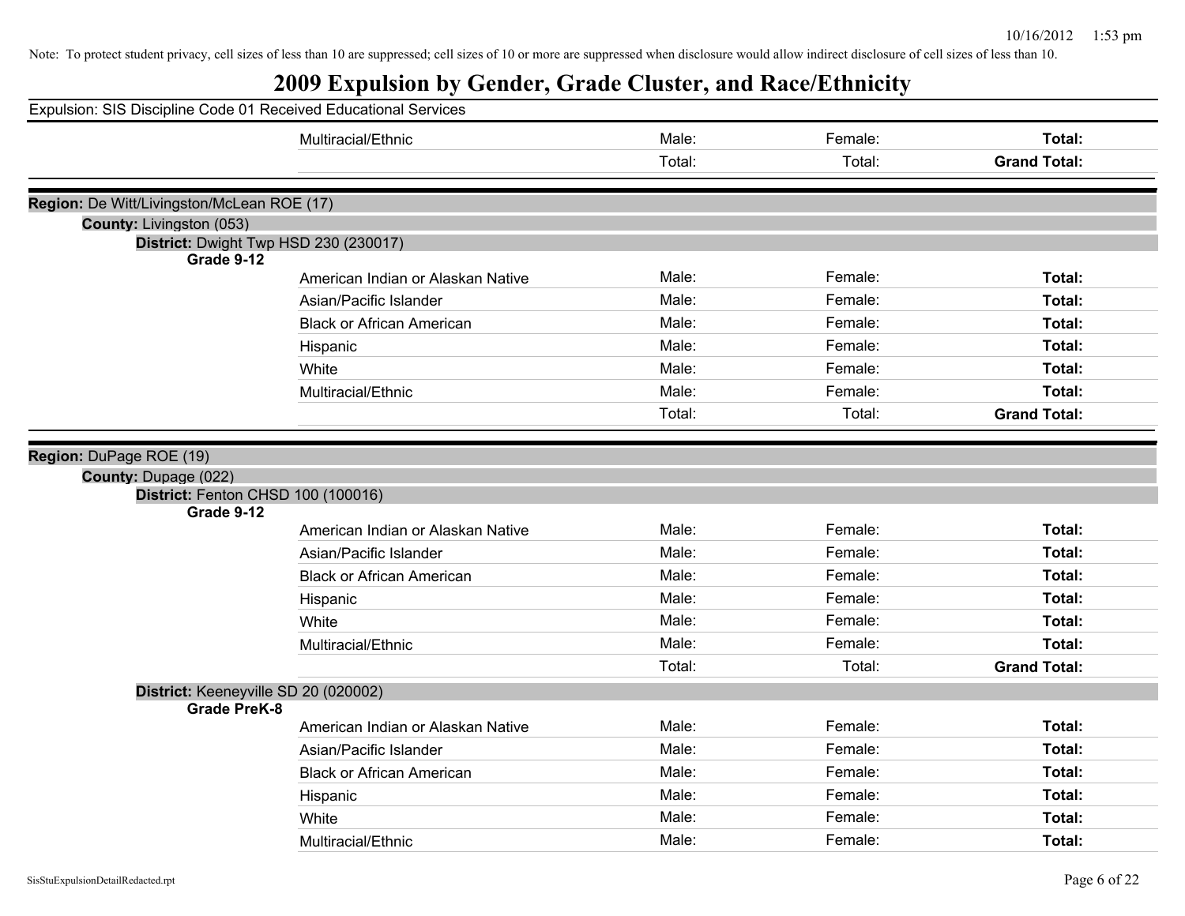Note: To protect student privacy, cell sizes of less than 10 are suppressed; cell sizes of 10 or more are suppressed when disclosure would allow indirect disclosure of cell sizes of less than 10.

# 2009 Expulsion by Gender, Grade Cluster, and Race/Ethnicity

Expulsion: SIS Discipline Code 01 Received Educational Services

| | Multiracial/Ethnic | Male: | Female: | **Total:** |
|---|---|---|---|---|
| | | Total: | Total: | **Grand Total:** |

**Region:** De Witt/Livingston/McLean ROE (17)

**County:** Livingston (053)

**District:** Dwight Twp HSD 230 (230017)

**Grade 9-12**

| | | | |
|---|---|---|---|
| American Indian or Alaskan Native | Male: | Female: | **Total:** |
| Asian/Pacific Islander | Male: | Female: | **Total:** |
| Black or African American | Male: | Female: | **Total:** |
| Hispanic | Male: | Female: | **Total:** |
| White | Male: | Female: | **Total:** |
| Multiracial/Ethnic | Male: | Female: | **Total:** |
| | Total: | Total: | **Grand Total:** |

**Region:** DuPage ROE (19)

**County:** Dupage (022)

**District:** Fenton CHSD 100 (100016)

**Grade 9-12**

| | | | |
|---|---|---|---|
| American Indian or Alaskan Native | Male: | Female: | **Total:** |
| Asian/Pacific Islander | Male: | Female: | **Total:** |
| Black or African American | Male: | Female: | **Total:** |
| Hispanic | Male: | Female: | **Total:** |
| White | Male: | Female: | **Total:** |
| Multiracial/Ethnic | Male: | Female: | **Total:** |
| | Total: | Total: | **Grand Total:** |

**District:** Keeneyville SD 20 (020002)

**Grade PreK-8**

| | | | |
|---|---|---|---|
| American Indian or Alaskan Native | Male: | Female: | **Total:** |
| Asian/Pacific Islander | Male: | Female: | **Total:** |
| Black or African American | Male: | Female: | **Total:** |
| Hispanic | Male: | Female: | **Total:** |
| White | Male: | Female: | **Total:** |
| Multiracial/Ethnic | Male: | Female: | **Total:** |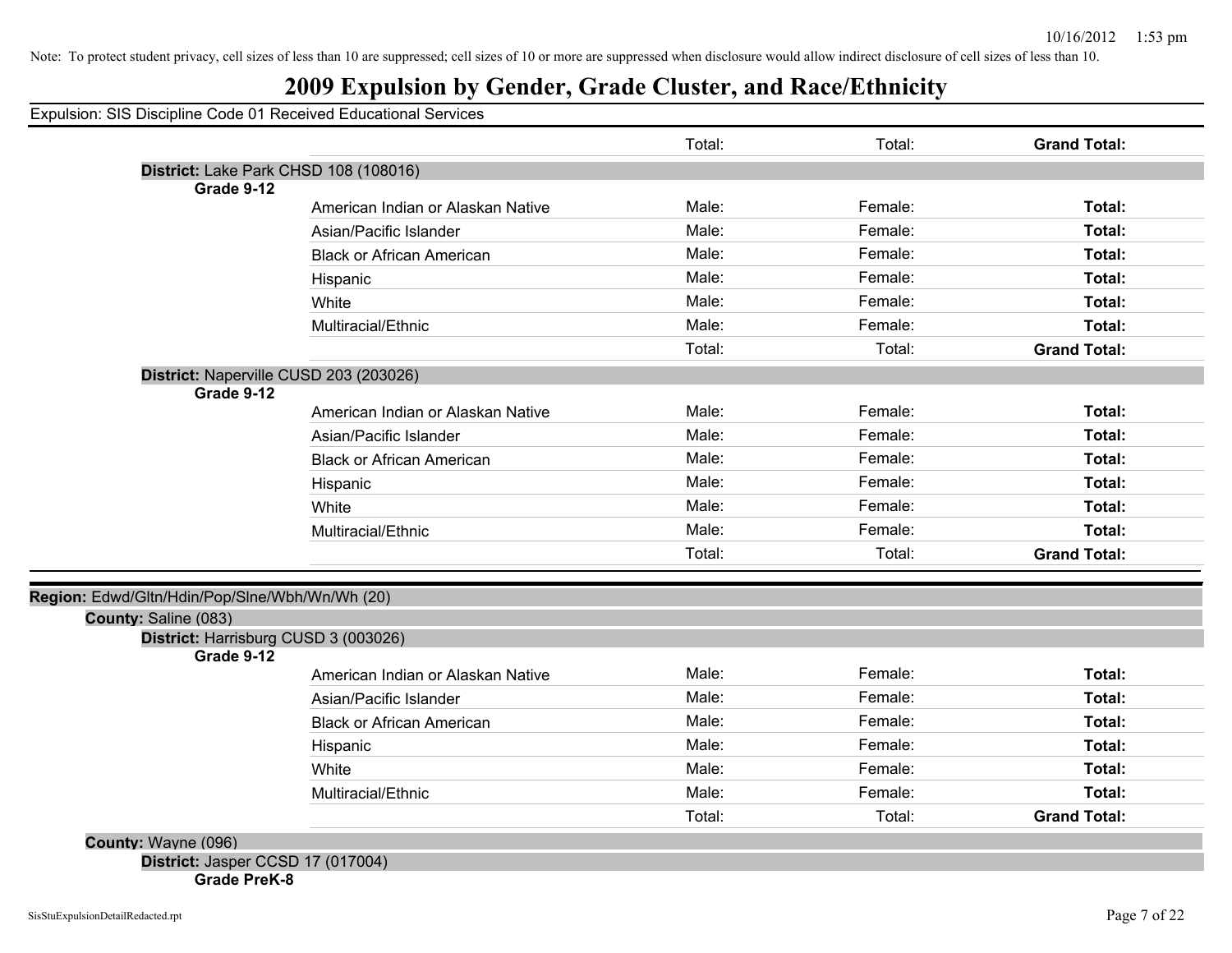Note: To protect student privacy, cell sizes of less than 10 are suppressed; cell sizes of 10 or more are suppressed when disclosure would allow indirect disclosure of cell sizes of less than 10.

# 2009 Expulsion by Gender, Grade Cluster, and Race/Ethnicity

Expulsion: SIS Discipline Code 01 Received Educational Services

| | | Total: | Total: | **Grand Total:** |
|---|---|---|---|---|

**District:** Lake Park CHSD 108 (108016)

**Grade 9-12**

| | | | |
|---|---|---|---|
| American Indian or Alaskan Native | Male: | Female: | **Total:** |
| Asian/Pacific Islander | Male: | Female: | **Total:** |
| Black or African American | Male: | Female: | **Total:** |
| Hispanic | Male: | Female: | **Total:** |
| White | Male: | Female: | **Total:** |
| Multiracial/Ethnic | Male: | Female: | **Total:** |
| | Total: | Total: | **Grand Total:** |

**District:** Naperville CUSD 203 (203026)

**Grade 9-12**

| | | | |
|---|---|---|---|
| American Indian or Alaskan Native | Male: | Female: | **Total:** |
| Asian/Pacific Islander | Male: | Female: | **Total:** |
| Black or African American | Male: | Female: | **Total:** |
| Hispanic | Male: | Female: | **Total:** |
| White | Male: | Female: | **Total:** |
| Multiracial/Ethnic | Male: | Female: | **Total:** |
| | Total: | Total: | **Grand Total:** |

**Region:** Edwd/Gltn/Hdin/Pop/Slne/Wbh/Wn/Wh (20)

**County:** Saline (083)

**District:** Harrisburg CUSD 3 (003026)

**Grade 9-12**

| | | | |
|---|---|---|---|
| American Indian or Alaskan Native | Male: | Female: | **Total:** |
| Asian/Pacific Islander | Male: | Female: | **Total:** |
| Black or African American | Male: | Female: | **Total:** |
| Hispanic | Male: | Female: | **Total:** |
| White | Male: | Female: | **Total:** |
| Multiracial/Ethnic | Male: | Female: | **Total:** |
| | Total: | Total: | **Grand Total:** |

**County:** Wayne (096)

**District:** Jasper CCSD 17 (017004)

**Grade PreK-8**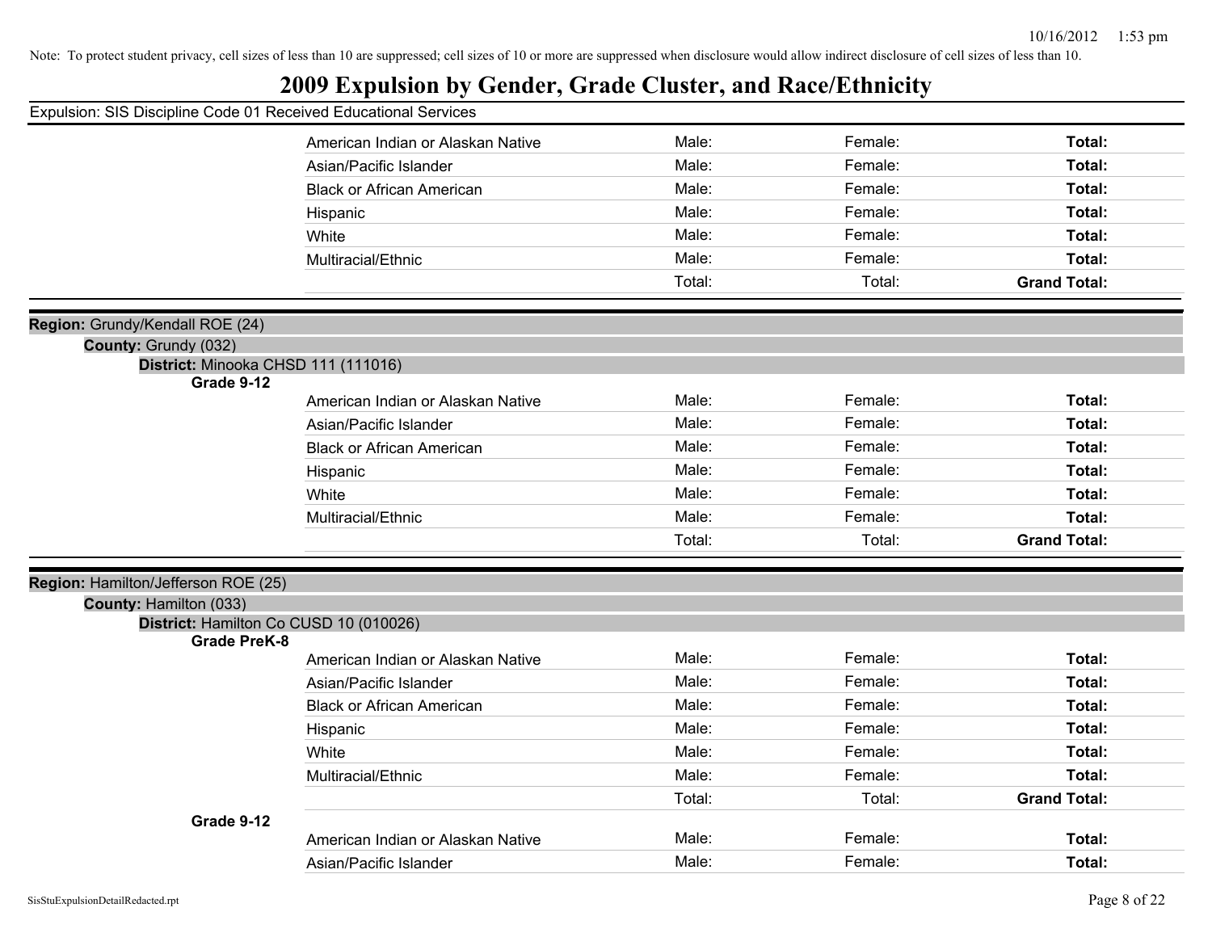Note: To protect student privacy, cell sizes of less than 10 are suppressed; cell sizes of 10 or more are suppressed when disclosure would allow indirect disclosure of cell sizes of less than 10.

# 2009 Expulsion by Gender, Grade Cluster, and Race/Ethnicity

Expulsion: SIS Discipline Code 01 Received Educational Services

| | | | |
|---|---|---|---|
| American Indian or Alaskan Native | Male: | Female: | **Total:** |
| Asian/Pacific Islander | Male: | Female: | **Total:** |
| Black or African American | Male: | Female: | **Total:** |
| Hispanic | Male: | Female: | **Total:** |
| White | Male: | Female: | **Total:** |
| Multiracial/Ethnic | Male: | Female: | **Total:** |
| | Total: | Total: | **Grand Total:** |

**Region:** Grundy/Kendall ROE (24)

**County:** Grundy (032)

**District:** Minooka CHSD 111 (111016)

**Grade 9-12**

| | | | |
|---|---|---|---|
| American Indian or Alaskan Native | Male: | Female: | **Total:** |
| Asian/Pacific Islander | Male: | Female: | **Total:** |
| Black or African American | Male: | Female: | **Total:** |
| Hispanic | Male: | Female: | **Total:** |
| White | Male: | Female: | **Total:** |
| Multiracial/Ethnic | Male: | Female: | **Total:** |
| | Total: | Total: | **Grand Total:** |

**Region:** Hamilton/Jefferson ROE (25)

**County:** Hamilton (033)

**District:** Hamilton Co CUSD 10 (010026)

**Grade PreK-8**

| | | | |
|---|---|---|---|
| American Indian or Alaskan Native | Male: | Female: | **Total:** |
| Asian/Pacific Islander | Male: | Female: | **Total:** |
| Black or African American | Male: | Female: | **Total:** |
| Hispanic | Male: | Female: | **Total:** |
| White | Male: | Female: | **Total:** |
| Multiracial/Ethnic | Male: | Female: | **Total:** |
| | Total: | Total: | **Grand Total:** |

**Grade 9-12**

| | | | |
|---|---|---|---|
| American Indian or Alaskan Native | Male: | Female: | **Total:** |
| Asian/Pacific Islander | Male: | Female: | **Total:** |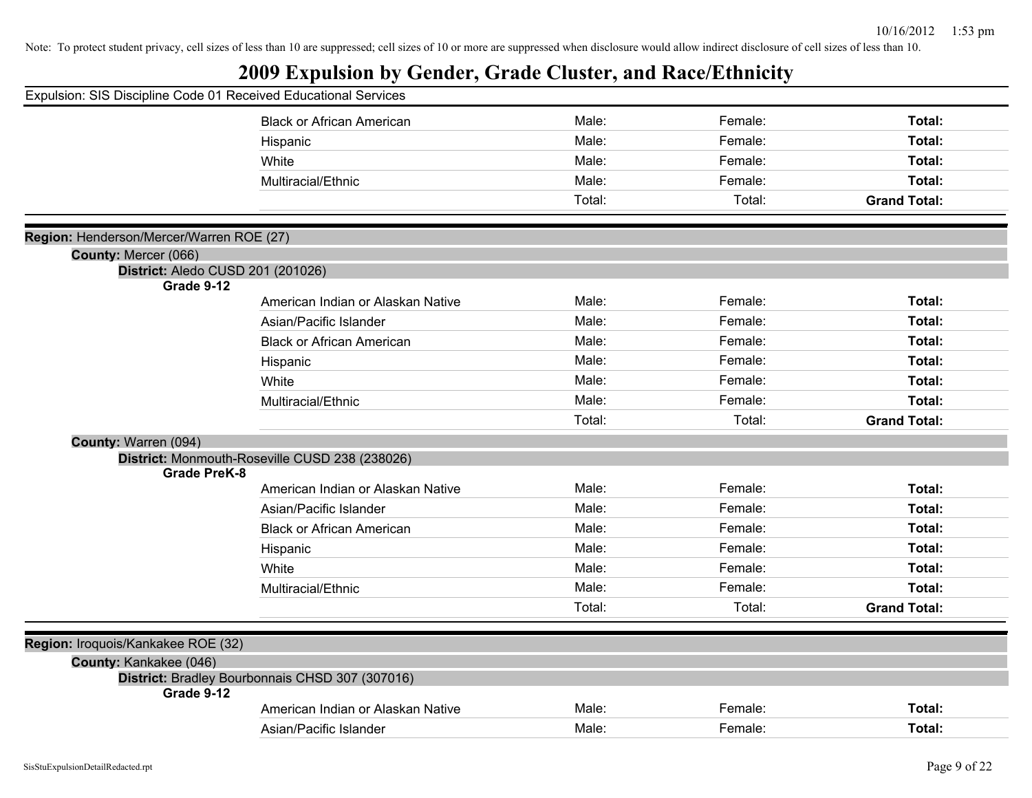Note: To protect student privacy, cell sizes of less than 10 are suppressed; cell sizes of 10 or more are suppressed when disclosure would allow indirect disclosure of cell sizes of less than 10.

# 2009 Expulsion by Gender, Grade Cluster, and Race/Ethnicity

Expulsion: SIS Discipline Code 01 Received Educational Services

| | | | |
|---|---|---|---|
| Black or African American | Male: | Female: | **Total:** |
| Hispanic | Male: | Female: | **Total:** |
| White | Male: | Female: | **Total:** |
| Multiracial/Ethnic | Male: | Female: | **Total:** |
| | Total: | Total: | **Grand Total:** |

**Region:** Henderson/Mercer/Warren ROE (27)

**County:** Mercer (066)

**District:** Aledo CUSD 201 (201026)

**Grade 9-12**

| | | | |
|---|---|---|---|
| American Indian or Alaskan Native | Male: | Female: | **Total:** |
| Asian/Pacific Islander | Male: | Female: | **Total:** |
| Black or African American | Male: | Female: | **Total:** |
| Hispanic | Male: | Female: | **Total:** |
| White | Male: | Female: | **Total:** |
| Multiracial/Ethnic | Male: | Female: | **Total:** |
| | Total: | Total: | **Grand Total:** |

**County:** Warren (094)

**District:** Monmouth-Roseville CUSD 238 (238026)

**Grade PreK-8**

| | | | |
|---|---|---|---|
| American Indian or Alaskan Native | Male: | Female: | **Total:** |
| Asian/Pacific Islander | Male: | Female: | **Total:** |
| Black or African American | Male: | Female: | **Total:** |
| Hispanic | Male: | Female: | **Total:** |
| White | Male: | Female: | **Total:** |
| Multiracial/Ethnic | Male: | Female: | **Total:** |
| | Total: | Total: | **Grand Total:** |

**Region:** Iroquois/Kankakee ROE (32)

**County:** Kankakee (046)

**District:** Bradley Bourbonnais CHSD 307 (307016)

**Grade 9-12**

| | | | |
|---|---|---|---|
| American Indian or Alaskan Native | Male: | Female: | **Total:** |
| Asian/Pacific Islander | Male: | Female: | **Total:** |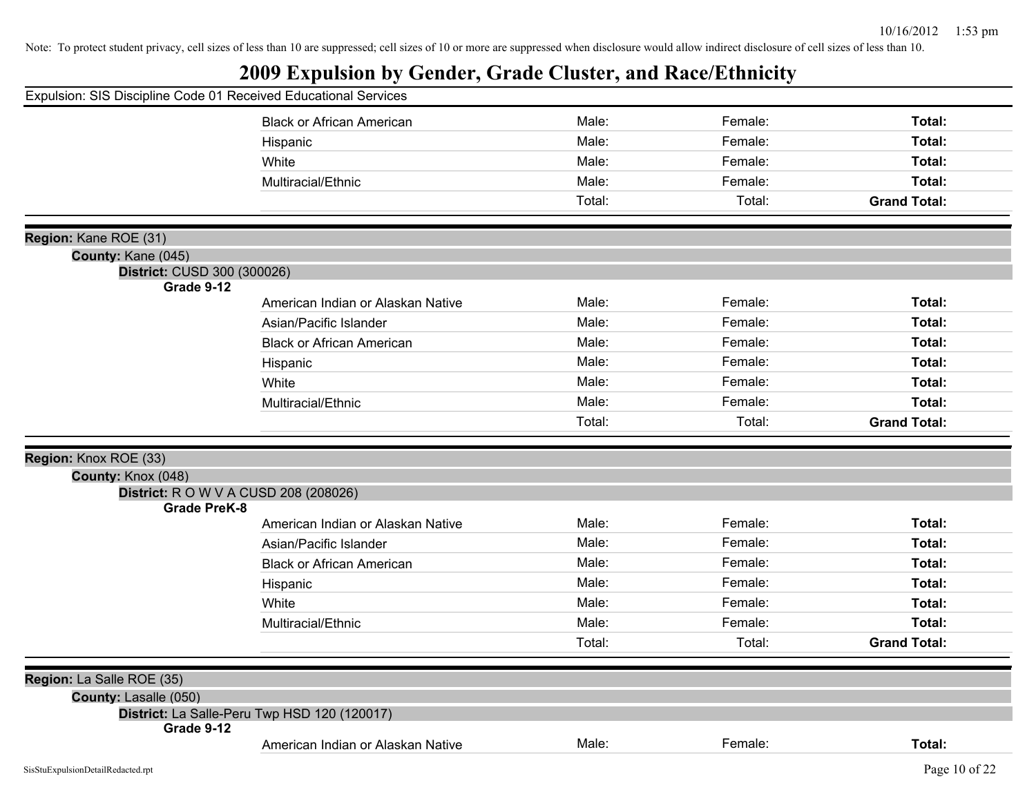Note: To protect student privacy, cell sizes of less than 10 are suppressed; cell sizes of 10 or more are suppressed when disclosure would allow indirect disclosure of cell sizes of less than 10.

# 2009 Expulsion by Gender, Grade Cluster, and Race/Ethnicity

Expulsion: SIS Discipline Code 01 Received Educational Services

| | | | | |
|---|---|---|---|---|
| | Black or African American | Male: | Female: | **Total:** |
| | Hispanic | Male: | Female: | **Total:** |
| | White | Male: | Female: | **Total:** |
| | Multiracial/Ethnic | Male: | Female: | **Total:** |
| | | Total: | Total: | **Grand Total:** |

**Region:** Kane ROE (31)

**County:** Kane (045)

**District:** CUSD 300 (300026)

| **Grade 9-12** | | | | |
|---|---|---|---|---|
| | American Indian or Alaskan Native | Male: | Female: | **Total:** |
| | Asian/Pacific Islander | Male: | Female: | **Total:** |
| | Black or African American | Male: | Female: | **Total:** |
| | Hispanic | Male: | Female: | **Total:** |
| | White | Male: | Female: | **Total:** |
| | Multiracial/Ethnic | Male: | Female: | **Total:** |
| | | Total: | Total: | **Grand Total:** |

**Region:** Knox ROE (33)

**County:** Knox (048)

**District:** R O W V A CUSD 208 (208026)

| **Grade PreK-8** | | | | |
|---|---|---|---|---|
| | American Indian or Alaskan Native | Male: | Female: | **Total:** |
| | Asian/Pacific Islander | Male: | Female: | **Total:** |
| | Black or African American | Male: | Female: | **Total:** |
| | Hispanic | Male: | Female: | **Total:** |
| | White | Male: | Female: | **Total:** |
| | Multiracial/Ethnic | Male: | Female: | **Total:** |
| | | Total: | Total: | **Grand Total:** |

**Region:** La Salle ROE (35)

**County:** Lasalle (050)

**District:** La Salle-Peru Twp HSD 120 (120017)

| **Grade 9-12** | | | | |
|---|---|---|---|---|
| | American Indian or Alaskan Native | Male: | Female: | **Total:** |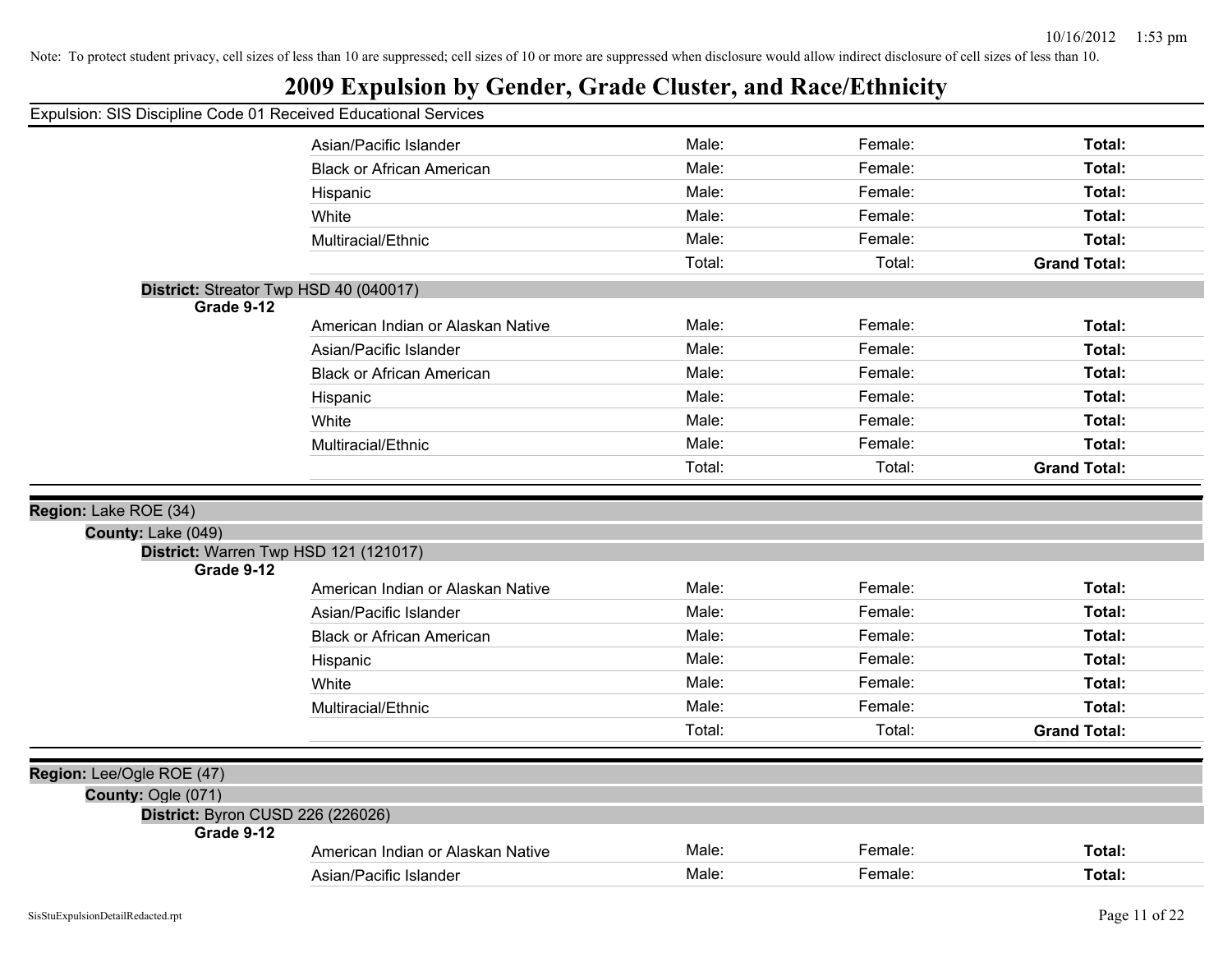Note: To protect student privacy, cell sizes of less than 10 are suppressed; cell sizes of 10 or more are suppressed when disclosure would allow indirect disclosure of cell sizes of less than 10.

# 2009 Expulsion by Gender, Grade Cluster, and Race/Ethnicity

Expulsion: SIS Discipline Code 01 Received Educational Services

| | | | |
|---|---|---|---|
| Asian/Pacific Islander | Male: | Female: | **Total:** |
| Black or African American | Male: | Female: | **Total:** |
| Hispanic | Male: | Female: | **Total:** |
| White | Male: | Female: | **Total:** |
| Multiracial/Ethnic | Male: | Female: | **Total:** |
| | Total: | Total: | **Grand Total:** |

**District:** Streator Twp HSD 40 (040017)

**Grade 9-12**

| | | | |
|---|---|---|---|
| American Indian or Alaskan Native | Male: | Female: | **Total:** |
| Asian/Pacific Islander | Male: | Female: | **Total:** |
| Black or African American | Male: | Female: | **Total:** |
| Hispanic | Male: | Female: | **Total:** |
| White | Male: | Female: | **Total:** |
| Multiracial/Ethnic | Male: | Female: | **Total:** |
| | Total: | Total: | **Grand Total:** |

**Region:** Lake ROE (34)

**County:** Lake (049)

**District:** Warren Twp HSD 121 (121017)

**Grade 9-12**

| | | | |
|---|---|---|---|
| American Indian or Alaskan Native | Male: | Female: | **Total:** |
| Asian/Pacific Islander | Male: | Female: | **Total:** |
| Black or African American | Male: | Female: | **Total:** |
| Hispanic | Male: | Female: | **Total:** |
| White | Male: | Female: | **Total:** |
| Multiracial/Ethnic | Male: | Female: | **Total:** |
| | Total: | Total: | **Grand Total:** |

**Region:** Lee/Ogle ROE (47)

**County:** Ogle (071)

**District:** Byron CUSD 226 (226026)

**Grade 9-12**

| | | | |
|---|---|---|---|
| American Indian or Alaskan Native | Male: | Female: | **Total:** |
| Asian/Pacific Islander | Male: | Female: | **Total:** |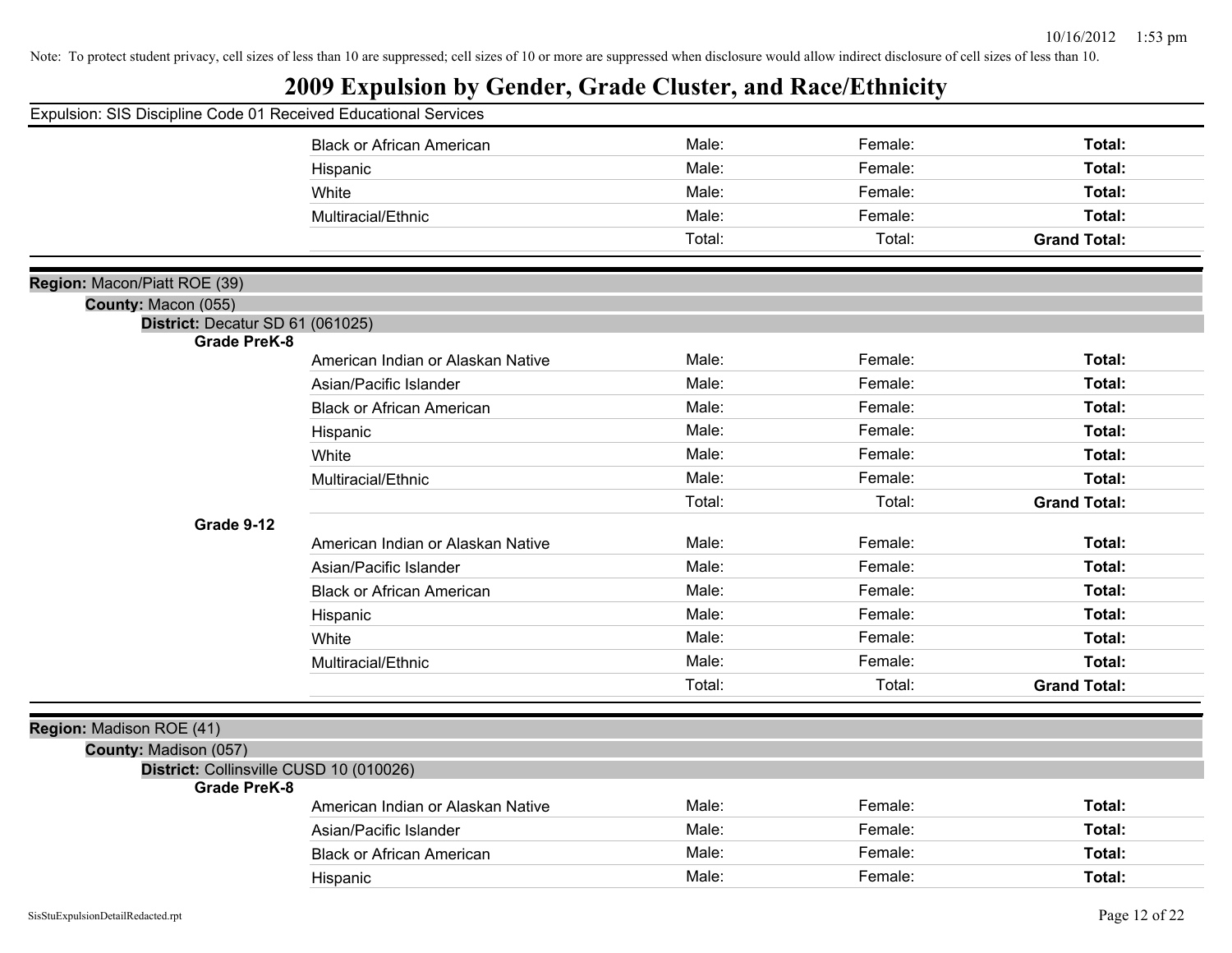Note: To protect student privacy, cell sizes of less than 10 are suppressed; cell sizes of 10 or more are suppressed when disclosure would allow indirect disclosure of cell sizes of less than 10.

# 2009 Expulsion by Gender, Grade Cluster, and Race/Ethnicity

Expulsion: SIS Discipline Code 01 Received Educational Services

| | | | | |
|---|---|---|---|---|
| | Black or African American | Male: | Female: | **Total:** |
| | Hispanic | Male: | Female: | **Total:** |
| | White | Male: | Female: | **Total:** |
| | Multiracial/Ethnic | Male: | Female: | **Total:** |
| | | Total: | Total: | **Grand Total:** |

**Region:** Macon/Piatt ROE (39)

**County:** Macon (055)

**District:** Decatur SD 61 (061025)

| | | | | |
|---|---|---|---|---|
| **Grade PreK-8** | | | | |
| | American Indian or Alaskan Native | Male: | Female: | **Total:** |
| | Asian/Pacific Islander | Male: | Female: | **Total:** |
| | Black or African American | Male: | Female: | **Total:** |
| | Hispanic | Male: | Female: | **Total:** |
| | White | Male: | Female: | **Total:** |
| | Multiracial/Ethnic | Male: | Female: | **Total:** |
| | | Total: | Total: | **Grand Total:** |
| **Grade 9-12** | | | | |
| | American Indian or Alaskan Native | Male: | Female: | **Total:** |
| | Asian/Pacific Islander | Male: | Female: | **Total:** |
| | Black or African American | Male: | Female: | **Total:** |
| | Hispanic | Male: | Female: | **Total:** |
| | White | Male: | Female: | **Total:** |
| | Multiracial/Ethnic | Male: | Female: | **Total:** |
| | | Total: | Total: | **Grand Total:** |

**Region:** Madison ROE (41)

**County:** Madison (057)

**District:** Collinsville CUSD 10 (010026)

| | | | | |
|---|---|---|---|---|
| **Grade PreK-8** | | | | |
| | American Indian or Alaskan Native | Male: | Female: | **Total:** |
| | Asian/Pacific Islander | Male: | Female: | **Total:** |
| | Black or African American | Male: | Female: | **Total:** |
| | Hispanic | Male: | Female: | **Total:** |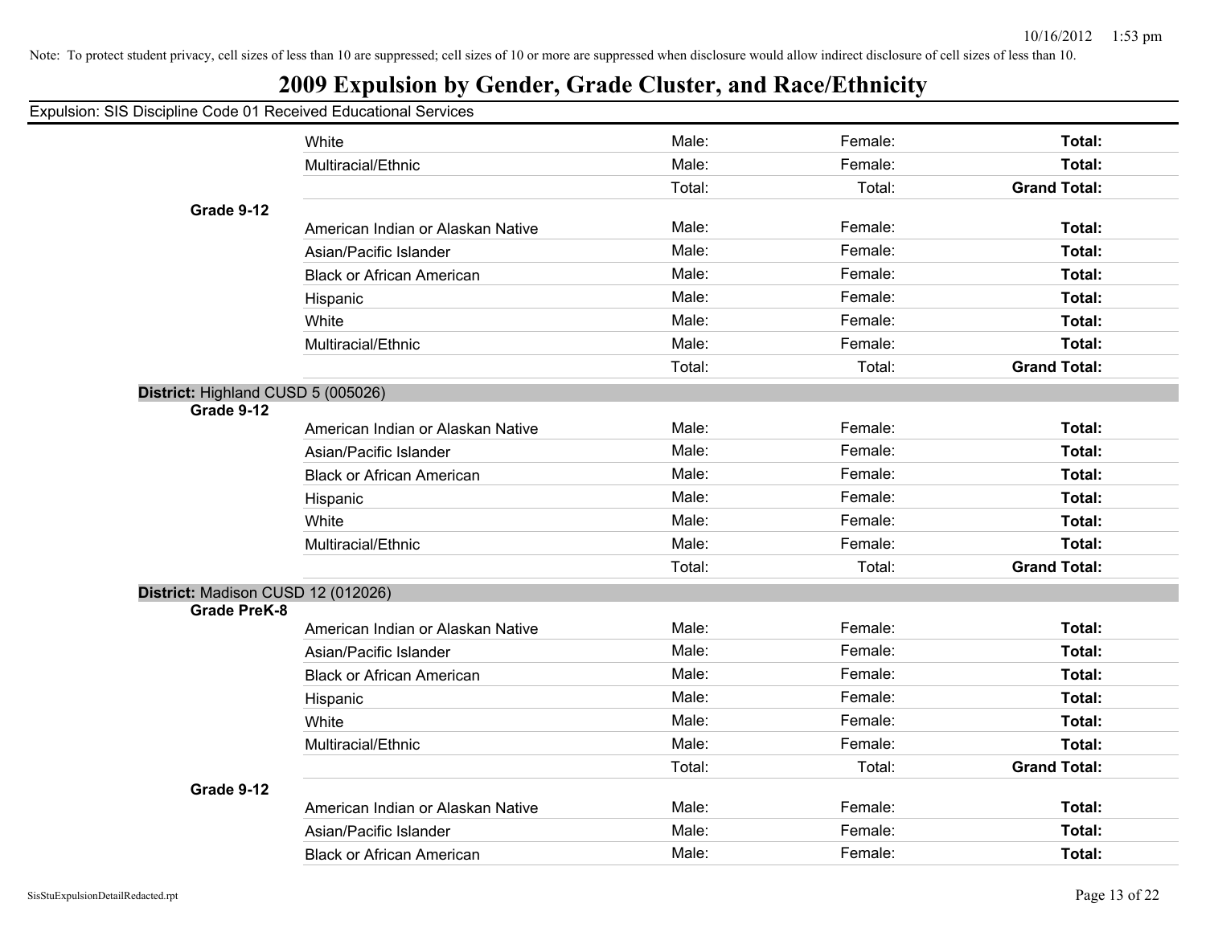Note: To protect student privacy, cell sizes of less than 10 are suppressed; cell sizes of 10 or more are suppressed when disclosure would allow indirect disclosure of cell sizes of less than 10.

# 2009 Expulsion by Gender, Grade Cluster, and Race/Ethnicity

Expulsion: SIS Discipline Code 01 Received Educational Services

| | | | | |
|---|---|---|---|---|
| | White | Male: | Female: | **Total:** |
| | Multiracial/Ethnic | Male: | Female: | **Total:** |
| | | Total: | Total: | **Grand Total:** |
| **Grade 9-12** | | | | |
| | American Indian or Alaskan Native | Male: | Female: | **Total:** |
| | Asian/Pacific Islander | Male: | Female: | **Total:** |
| | Black or African American | Male: | Female: | **Total:** |
| | Hispanic | Male: | Female: | **Total:** |
| | White | Male: | Female: | **Total:** |
| | Multiracial/Ethnic | Male: | Female: | **Total:** |
| | | Total: | Total: | **Grand Total:** |

**District:** Highland CUSD 5 (005026)

| | | | | |
|---|---|---|---|---|
| **Grade 9-12** | | | | |
| | American Indian or Alaskan Native | Male: | Female: | **Total:** |
| | Asian/Pacific Islander | Male: | Female: | **Total:** |
| | Black or African American | Male: | Female: | **Total:** |
| | Hispanic | Male: | Female: | **Total:** |
| | White | Male: | Female: | **Total:** |
| | Multiracial/Ethnic | Male: | Female: | **Total:** |
| | | Total: | Total: | **Grand Total:** |

**District:** Madison CUSD 12 (012026)

| | | | | |
|---|---|---|---|---|
| **Grade PreK-8** | | | | |
| | American Indian or Alaskan Native | Male: | Female: | **Total:** |
| | Asian/Pacific Islander | Male: | Female: | **Total:** |
| | Black or African American | Male: | Female: | **Total:** |
| | Hispanic | Male: | Female: | **Total:** |
| | White | Male: | Female: | **Total:** |
| | Multiracial/Ethnic | Male: | Female: | **Total:** |
| | | Total: | Total: | **Grand Total:** |
| **Grade 9-12** | | | | |
| | American Indian or Alaskan Native | Male: | Female: | **Total:** |
| | Asian/Pacific Islander | Male: | Female: | **Total:** |
| | Black or African American | Male: | Female: | **Total:** |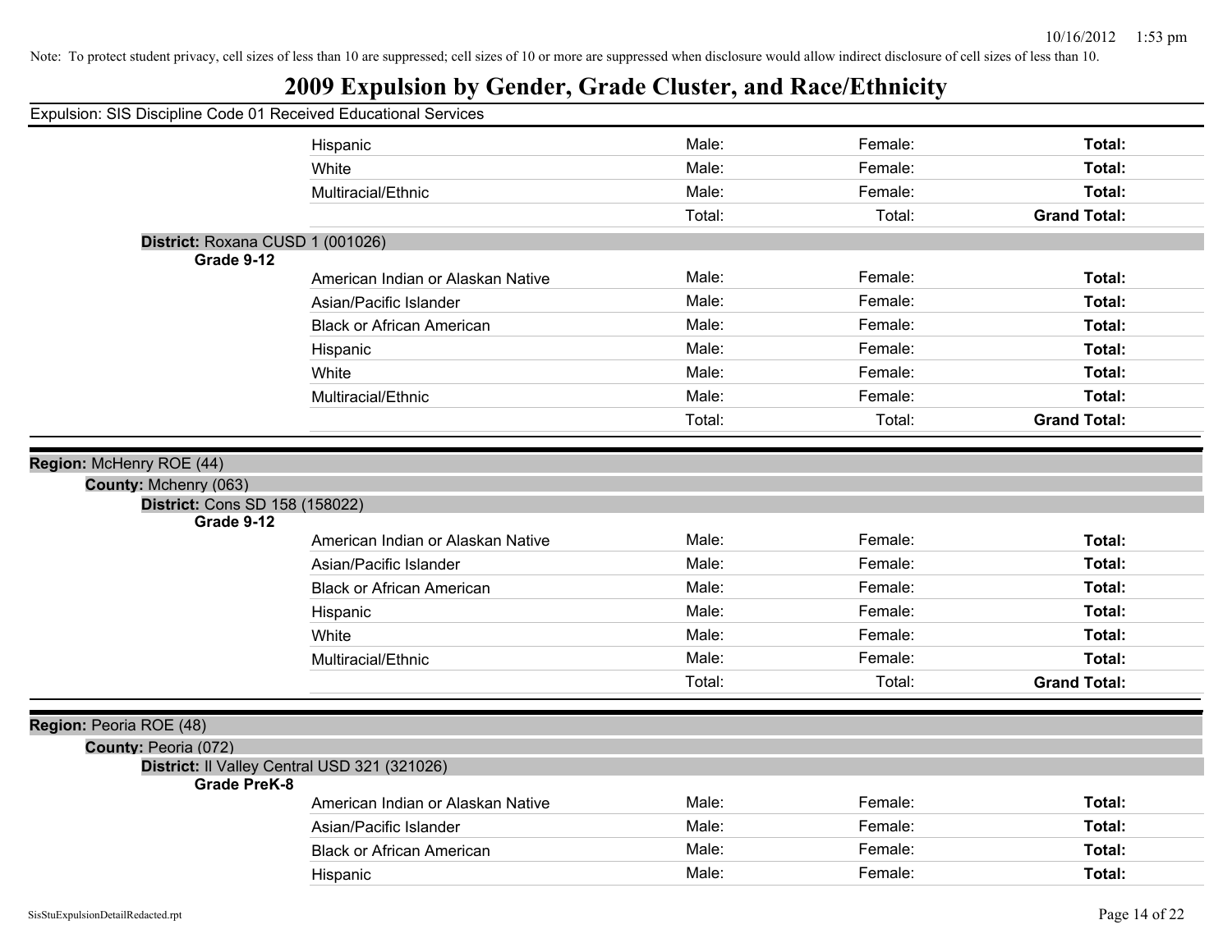Note: To protect student privacy, cell sizes of less than 10 are suppressed; cell sizes of 10 or more are suppressed when disclosure would allow indirect disclosure of cell sizes of less than 10.

# 2009 Expulsion by Gender, Grade Cluster, and Race/Ethnicity

Expulsion: SIS Discipline Code 01 Received Educational Services

| | | | |
|---|---|---|---|
| Hispanic | Male: | Female: | **Total:** |
| White | Male: | Female: | **Total:** |
| Multiracial/Ethnic | Male: | Female: | **Total:** |
| | Total: | Total: | **Grand Total:** |

**District:** Roxana CUSD 1 (001026)

**Grade 9-12**

| | | | |
|---|---|---|---|
| American Indian or Alaskan Native | Male: | Female: | **Total:** |
| Asian/Pacific Islander | Male: | Female: | **Total:** |
| Black or African American | Male: | Female: | **Total:** |
| Hispanic | Male: | Female: | **Total:** |
| White | Male: | Female: | **Total:** |
| Multiracial/Ethnic | Male: | Female: | **Total:** |
| | Total: | Total: | **Grand Total:** |

**Region:** McHenry ROE (44)

**County:** Mchenry (063)

**District:** Cons SD 158 (158022)

**Grade 9-12**

| | | | |
|---|---|---|---|
| American Indian or Alaskan Native | Male: | Female: | **Total:** |
| Asian/Pacific Islander | Male: | Female: | **Total:** |
| Black or African American | Male: | Female: | **Total:** |
| Hispanic | Male: | Female: | **Total:** |
| White | Male: | Female: | **Total:** |
| Multiracial/Ethnic | Male: | Female: | **Total:** |
| | Total: | Total: | **Grand Total:** |

**Region:** Peoria ROE (48)

**County:** Peoria (072)

**District:** Il Valley Central USD 321 (321026)

**Grade PreK-8**

| | | | |
|---|---|---|---|
| American Indian or Alaskan Native | Male: | Female: | **Total:** |
| Asian/Pacific Islander | Male: | Female: | **Total:** |
| Black or African American | Male: | Female: | **Total:** |
| Hispanic | Male: | Female: | **Total:** |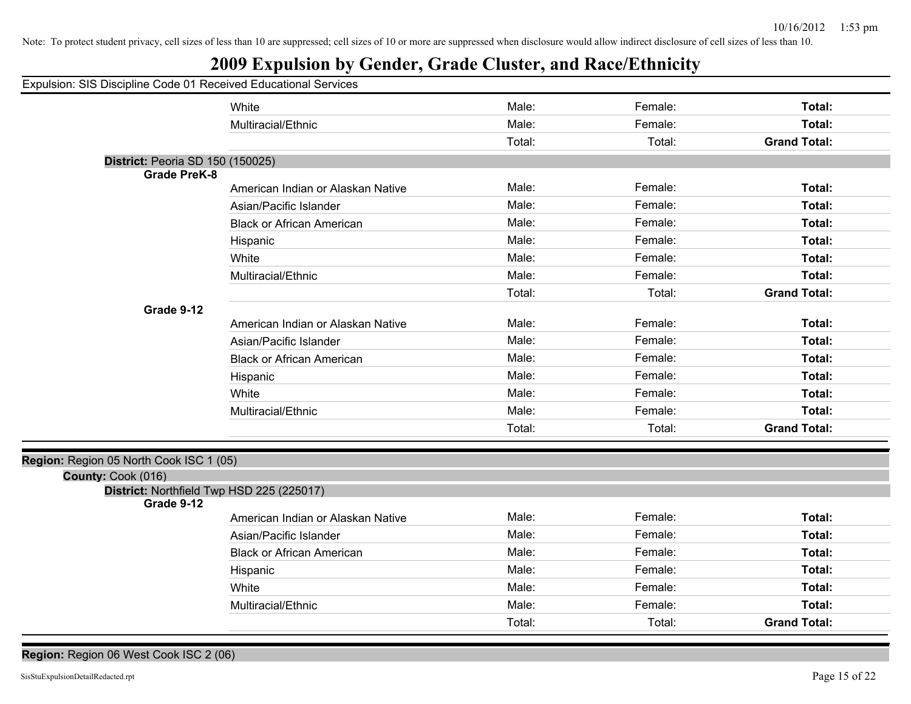Note: To protect student privacy, cell sizes of less than 10 are suppressed; cell sizes of 10 or more are suppressed when disclosure would allow indirect disclosure of cell sizes of less than 10.

# 2009 Expulsion by Gender, Grade Cluster, and Race/Ethnicity

Expulsion: SIS Discipline Code 01 Received Educational Services

| | | | | |
|---|---|---|---|---|
| | White | Male: | Female: | **Total:** |
| | Multiracial/Ethnic | Male: | Female: | **Total:** |
| | | Total: | Total: | **Grand Total:** |

**District:** Peoria SD 150 (150025)

| | | | | |
|---|---|---|---|---|
| **Grade PreK-8** | | | | |
| | American Indian or Alaskan Native | Male: | Female: | **Total:** |
| | Asian/Pacific Islander | Male: | Female: | **Total:** |
| | Black or African American | Male: | Female: | **Total:** |
| | Hispanic | Male: | Female: | **Total:** |
| | White | Male: | Female: | **Total:** |
| | Multiracial/Ethnic | Male: | Female: | **Total:** |
| | | Total: | Total: | **Grand Total:** |
| **Grade 9-12** | | | | |
| | American Indian or Alaskan Native | Male: | Female: | **Total:** |
| | Asian/Pacific Islander | Male: | Female: | **Total:** |
| | Black or African American | Male: | Female: | **Total:** |
| | Hispanic | Male: | Female: | **Total:** |
| | White | Male: | Female: | **Total:** |
| | Multiracial/Ethnic | Male: | Female: | **Total:** |
| | | Total: | Total: | **Grand Total:** |

**Region:** Region 05 North Cook ISC 1 (05)

**County:** Cook (016)

**District:** Northfield Twp HSD 225 (225017)

| | | | | |
|---|---|---|---|---|
| **Grade 9-12** | | | | |
| | American Indian or Alaskan Native | Male: | Female: | **Total:** |
| | Asian/Pacific Islander | Male: | Female: | **Total:** |
| | Black or African American | Male: | Female: | **Total:** |
| | Hispanic | Male: | Female: | **Total:** |
| | White | Male: | Female: | **Total:** |
| | Multiracial/Ethnic | Male: | Female: | **Total:** |
| | | Total: | Total: | **Grand Total:** |

**Region:** Region 06 West Cook ISC 2 (06)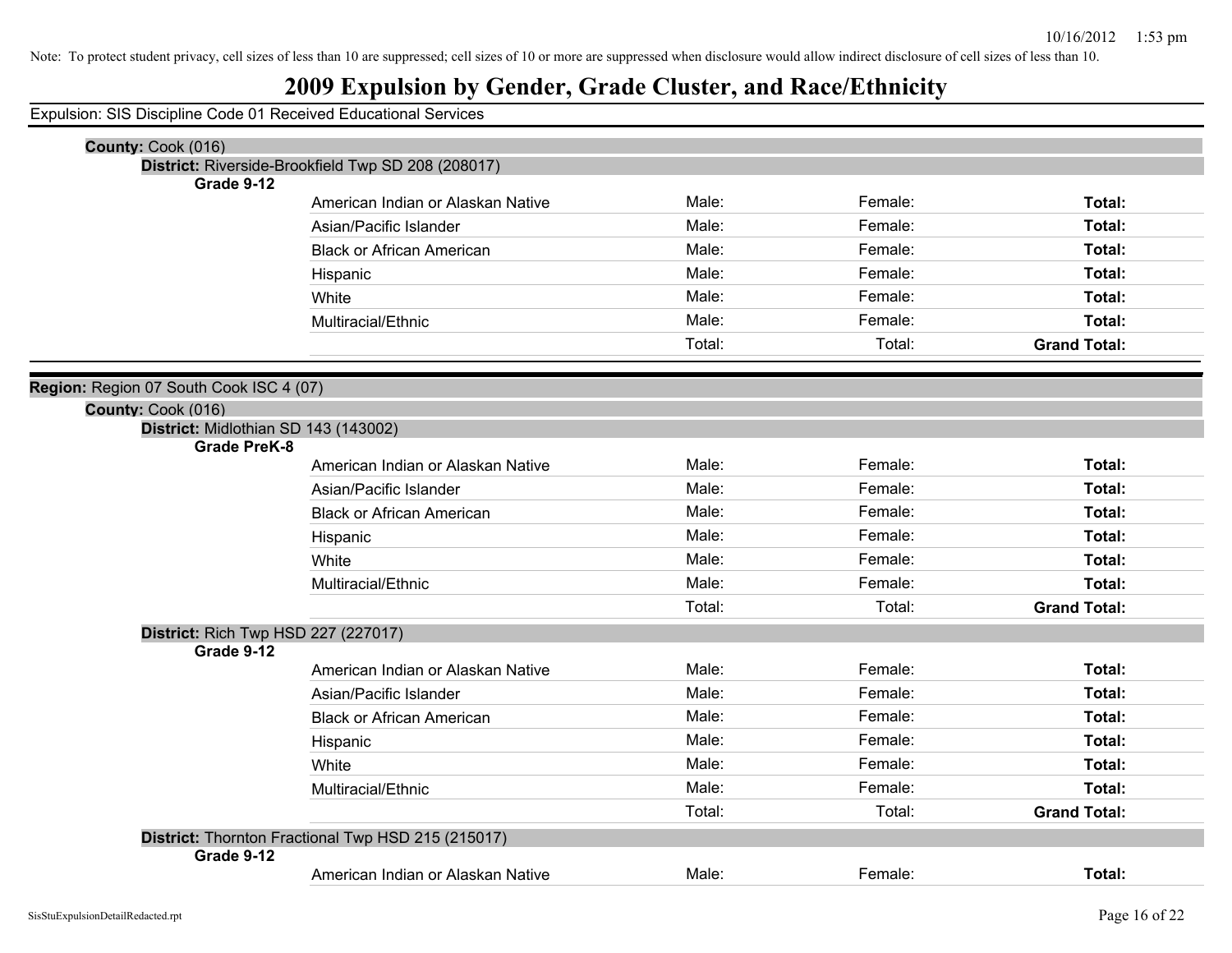Note: To protect student privacy, cell sizes of less than 10 are suppressed; cell sizes of 10 or more are suppressed when disclosure would allow indirect disclosure of cell sizes of less than 10.

# 2009 Expulsion by Gender, Grade Cluster, and Race/Ethnicity

Expulsion: SIS Discipline Code 01 Received Educational Services

**County:** Cook (016)

**District:** Riverside-Brookfield Twp SD 208 (208017)

**Grade 9-12**

| | | | |
|---|---|---|---|
| American Indian or Alaskan Native | Male: | Female: | **Total:** |
| Asian/Pacific Islander | Male: | Female: | **Total:** |
| Black or African American | Male: | Female: | **Total:** |
| Hispanic | Male: | Female: | **Total:** |
| White | Male: | Female: | **Total:** |
| Multiracial/Ethnic | Male: | Female: | **Total:** |
| | Total: | Total: | **Grand Total:** |

**Region:** Region 07 South Cook ISC 4 (07)

**County:** Cook (016)

**District:** Midlothian SD 143 (143002)

**Grade PreK-8**

| | | | |
|---|---|---|---|
| American Indian or Alaskan Native | Male: | Female: | **Total:** |
| Asian/Pacific Islander | Male: | Female: | **Total:** |
| Black or African American | Male: | Female: | **Total:** |
| Hispanic | Male: | Female: | **Total:** |
| White | Male: | Female: | **Total:** |
| Multiracial/Ethnic | Male: | Female: | **Total:** |
| | Total: | Total: | **Grand Total:** |

**District:** Rich Twp HSD 227 (227017)

**Grade 9-12**

| | | | |
|---|---|---|---|
| American Indian or Alaskan Native | Male: | Female: | **Total:** |
| Asian/Pacific Islander | Male: | Female: | **Total:** |
| Black or African American | Male: | Female: | **Total:** |
| Hispanic | Male: | Female: | **Total:** |
| White | Male: | Female: | **Total:** |
| Multiracial/Ethnic | Male: | Female: | **Total:** |
| | Total: | Total: | **Grand Total:** |

**District:** Thornton Fractional Twp HSD 215 (215017)

**Grade 9-12**

| | | | |
|---|---|---|---|
| American Indian or Alaskan Native | Male: | Female: | **Total:** |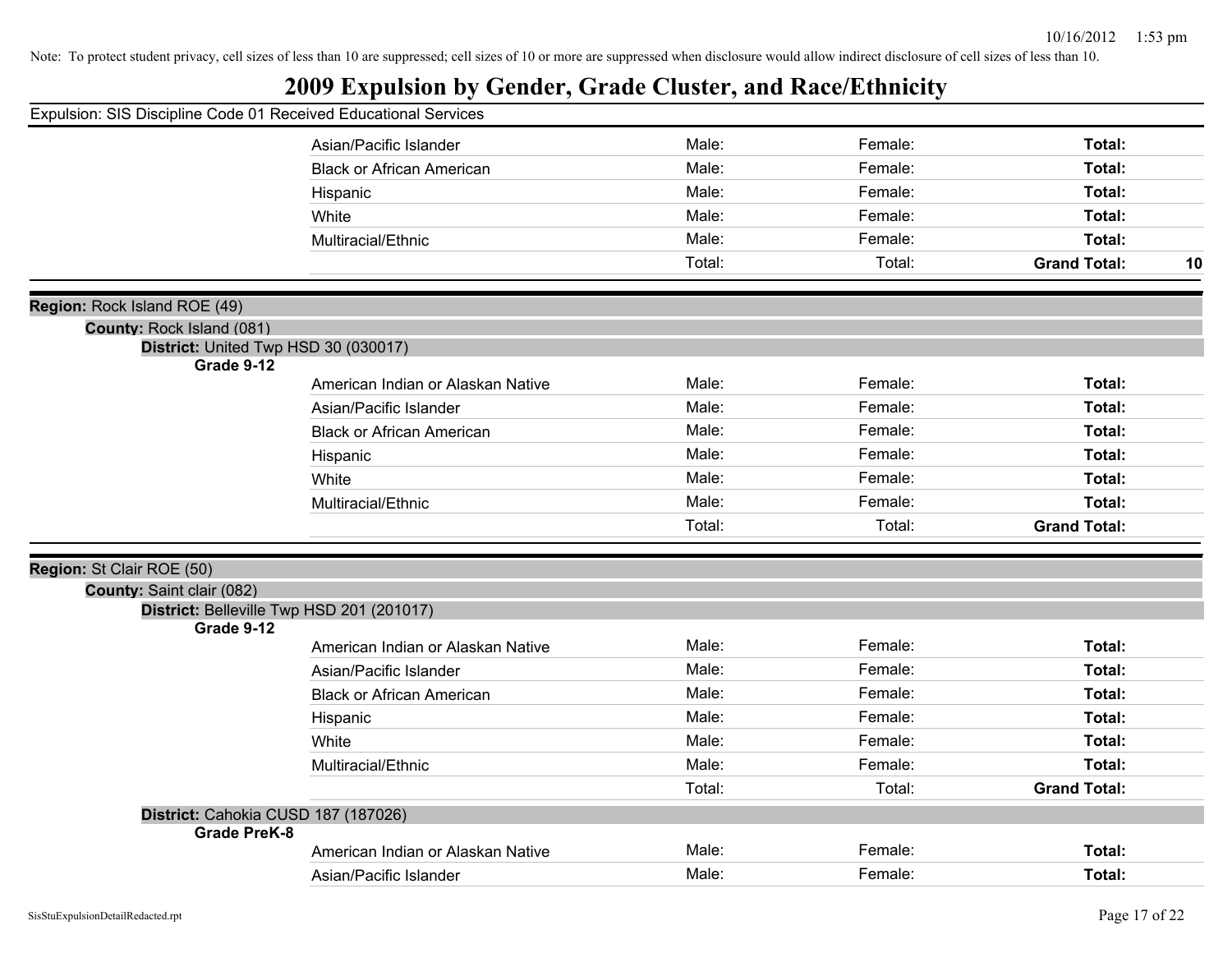Note: To protect student privacy, cell sizes of less than 10 are suppressed; cell sizes of 10 or more are suppressed when disclosure would allow indirect disclosure of cell sizes of less than 10.

# 2009 Expulsion by Gender, Grade Cluster, and Race/Ethnicity

Expulsion: SIS Discipline Code 01 Received Educational Services

| | Male | Female | Total | |
|---|---|---|---|---|
| Asian/Pacific Islander | Male: | Female: | **Total:** | |
| Black or African American | Male: | Female: | **Total:** | |
| Hispanic | Male: | Female: | **Total:** | |
| White | Male: | Female: | **Total:** | |
| Multiracial/Ethnic | Male: | Female: | **Total:** | |
| | Total: | Total: | **Grand Total:** | **10** |

**Region:** Rock Island ROE (49)

**County:** Rock Island (081)

**District:** United Twp HSD 30 (030017)

**Grade 9-12**

| | Male | Female | Total | |
|---|---|---|---|---|
| American Indian or Alaskan Native | Male: | Female: | **Total:** | |
| Asian/Pacific Islander | Male: | Female: | **Total:** | |
| Black or African American | Male: | Female: | **Total:** | |
| Hispanic | Male: | Female: | **Total:** | |
| White | Male: | Female: | **Total:** | |
| Multiracial/Ethnic | Male: | Female: | **Total:** | |
| | Total: | Total: | **Grand Total:** | |

**Region:** St Clair ROE (50)

**County:** Saint clair (082)

**District:** Belleville Twp HSD 201 (201017)

**Grade 9-12**

| | Male | Female | Total | |
|---|---|---|---|---|
| American Indian or Alaskan Native | Male: | Female: | **Total:** | |
| Asian/Pacific Islander | Male: | Female: | **Total:** | |
| Black or African American | Male: | Female: | **Total:** | |
| Hispanic | Male: | Female: | **Total:** | |
| White | Male: | Female: | **Total:** | |
| Multiracial/Ethnic | Male: | Female: | **Total:** | |
| | Total: | Total: | **Grand Total:** | |

**District:** Cahokia CUSD 187 (187026)

**Grade PreK-8**

| | Male | Female | Total | |
|---|---|---|---|---|
| American Indian or Alaskan Native | Male: | Female: | **Total:** | |
| Asian/Pacific Islander | Male: | Female: | **Total:** | |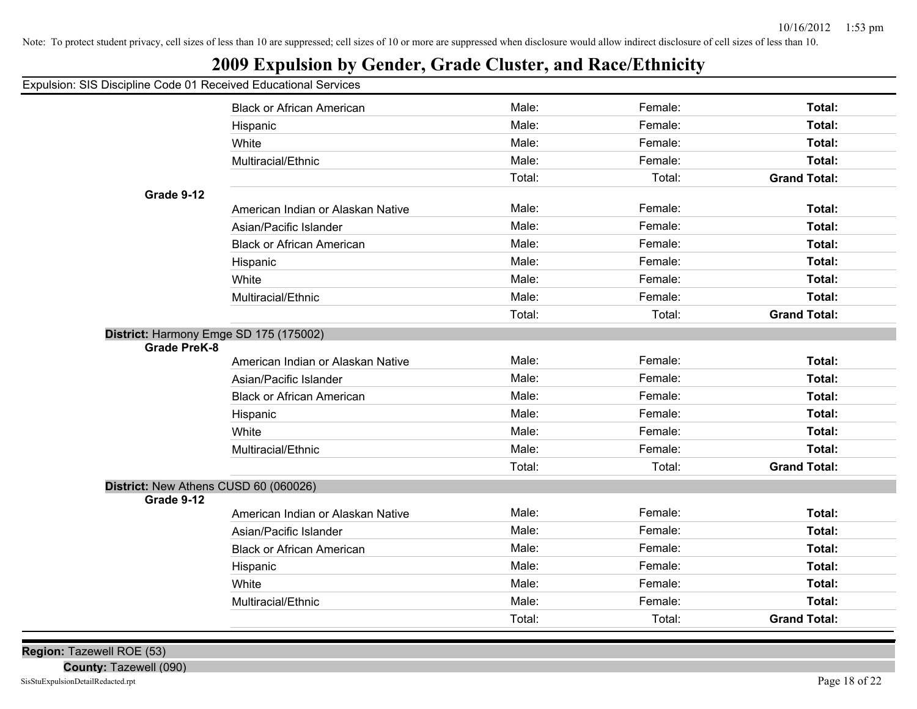Note: To protect student privacy, cell sizes of less than 10 are suppressed; cell sizes of 10 or more are suppressed when disclosure would allow indirect disclosure of cell sizes of less than 10.

# 2009 Expulsion by Gender, Grade Cluster, and Race/Ethnicity

Expulsion: SIS Discipline Code 01 Received Educational Services

| | Race/Ethnicity | Male | Female | Total |
|---|---|---|---|---|
| | Black or African American | Male: | Female: | **Total:** |
| | Hispanic | Male: | Female: | **Total:** |
| | White | Male: | Female: | **Total:** |
| | Multiracial/Ethnic | Male: | Female: | **Total:** |
| | | Total: | Total: | **Grand Total:** |
| **Grade 9-12** | | | | |
| | American Indian or Alaskan Native | Male: | Female: | **Total:** |
| | Asian/Pacific Islander | Male: | Female: | **Total:** |
| | Black or African American | Male: | Female: | **Total:** |
| | Hispanic | Male: | Female: | **Total:** |
| | White | Male: | Female: | **Total:** |
| | Multiracial/Ethnic | Male: | Female: | **Total:** |
| | | Total: | Total: | **Grand Total:** |

**District:** Harmony Emge SD 175 (175002)

| | Race/Ethnicity | Male | Female | Total |
|---|---|---|---|---|
| **Grade PreK-8** | | | | |
| | American Indian or Alaskan Native | Male: | Female: | **Total:** |
| | Asian/Pacific Islander | Male: | Female: | **Total:** |
| | Black or African American | Male: | Female: | **Total:** |
| | Hispanic | Male: | Female: | **Total:** |
| | White | Male: | Female: | **Total:** |
| | Multiracial/Ethnic | Male: | Female: | **Total:** |
| | | Total: | Total: | **Grand Total:** |

**District:** New Athens CUSD 60 (060026)

| | Race/Ethnicity | Male | Female | Total |
|---|---|---|---|---|
| **Grade 9-12** | | | | |
| | American Indian or Alaskan Native | Male: | Female: | **Total:** |
| | Asian/Pacific Islander | Male: | Female: | **Total:** |
| | Black or African American | Male: | Female: | **Total:** |
| | Hispanic | Male: | Female: | **Total:** |
| | White | Male: | Female: | **Total:** |
| | Multiracial/Ethnic | Male: | Female: | **Total:** |
| | | Total: | Total: | **Grand Total:** |

**Region:** Tazewell ROE (53)

**County:** Tazewell (090)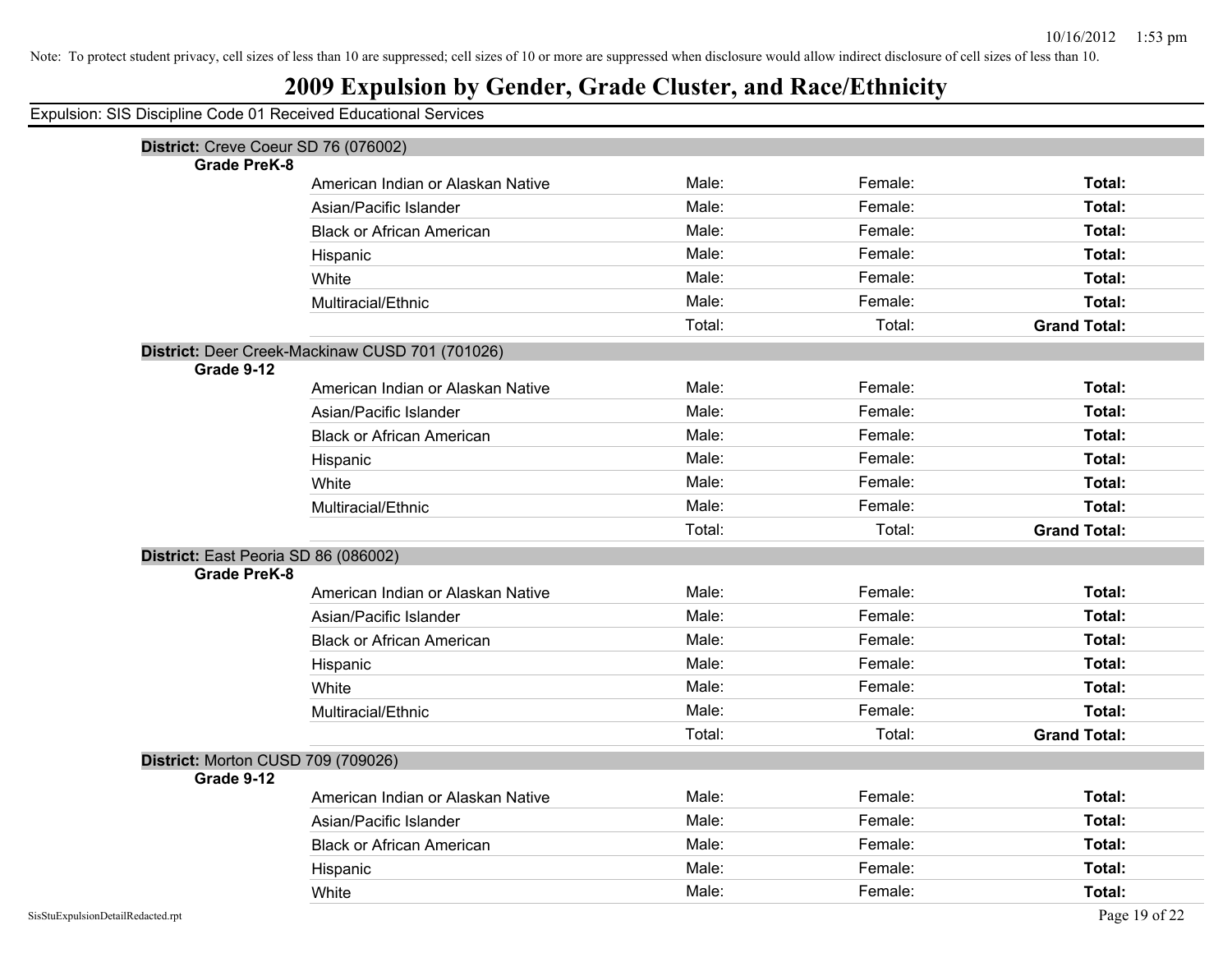Note: To protect student privacy, cell sizes of less than 10 are suppressed; cell sizes of 10 or more are suppressed when disclosure would allow indirect disclosure of cell sizes of less than 10.

# 2009 Expulsion by Gender, Grade Cluster, and Race/Ethnicity

Expulsion: SIS Discipline Code 01 Received Educational Services

**District:** Creve Coeur SD 76 (076002)

**Grade PreK-8**

| | | | | |
|---|---|---|---|---|
| | American Indian or Alaskan Native | Male: | Female: | **Total:** |
| | Asian/Pacific Islander | Male: | Female: | **Total:** |
| | Black or African American | Male: | Female: | **Total:** |
| | Hispanic | Male: | Female: | **Total:** |
| | White | Male: | Female: | **Total:** |
| | Multiracial/Ethnic | Male: | Female: | **Total:** |
| | | Total: | Total: | **Grand Total:** |

**District:** Deer Creek-Mackinaw CUSD 701 (701026)

**Grade 9-12**

| | | | | |
|---|---|---|---|---|
| | American Indian or Alaskan Native | Male: | Female: | **Total:** |
| | Asian/Pacific Islander | Male: | Female: | **Total:** |
| | Black or African American | Male: | Female: | **Total:** |
| | Hispanic | Male: | Female: | **Total:** |
| | White | Male: | Female: | **Total:** |
| | Multiracial/Ethnic | Male: | Female: | **Total:** |
| | | Total: | Total: | **Grand Total:** |

**District:** East Peoria SD 86 (086002)

**Grade PreK-8**

| | | | | |
|---|---|---|---|---|
| | American Indian or Alaskan Native | Male: | Female: | **Total:** |
| | Asian/Pacific Islander | Male: | Female: | **Total:** |
| | Black or African American | Male: | Female: | **Total:** |
| | Hispanic | Male: | Female: | **Total:** |
| | White | Male: | Female: | **Total:** |
| | Multiracial/Ethnic | Male: | Female: | **Total:** |
| | | Total: | Total: | **Grand Total:** |

**District:** Morton CUSD 709 (709026)

**Grade 9-12**

| | | | | |
|---|---|---|---|---|
| | American Indian or Alaskan Native | Male: | Female: | **Total:** |
| | Asian/Pacific Islander | Male: | Female: | **Total:** |
| | Black or African American | Male: | Female: | **Total:** |
| | Hispanic | Male: | Female: | **Total:** |
| | White | Male: | Female: | **Total:** |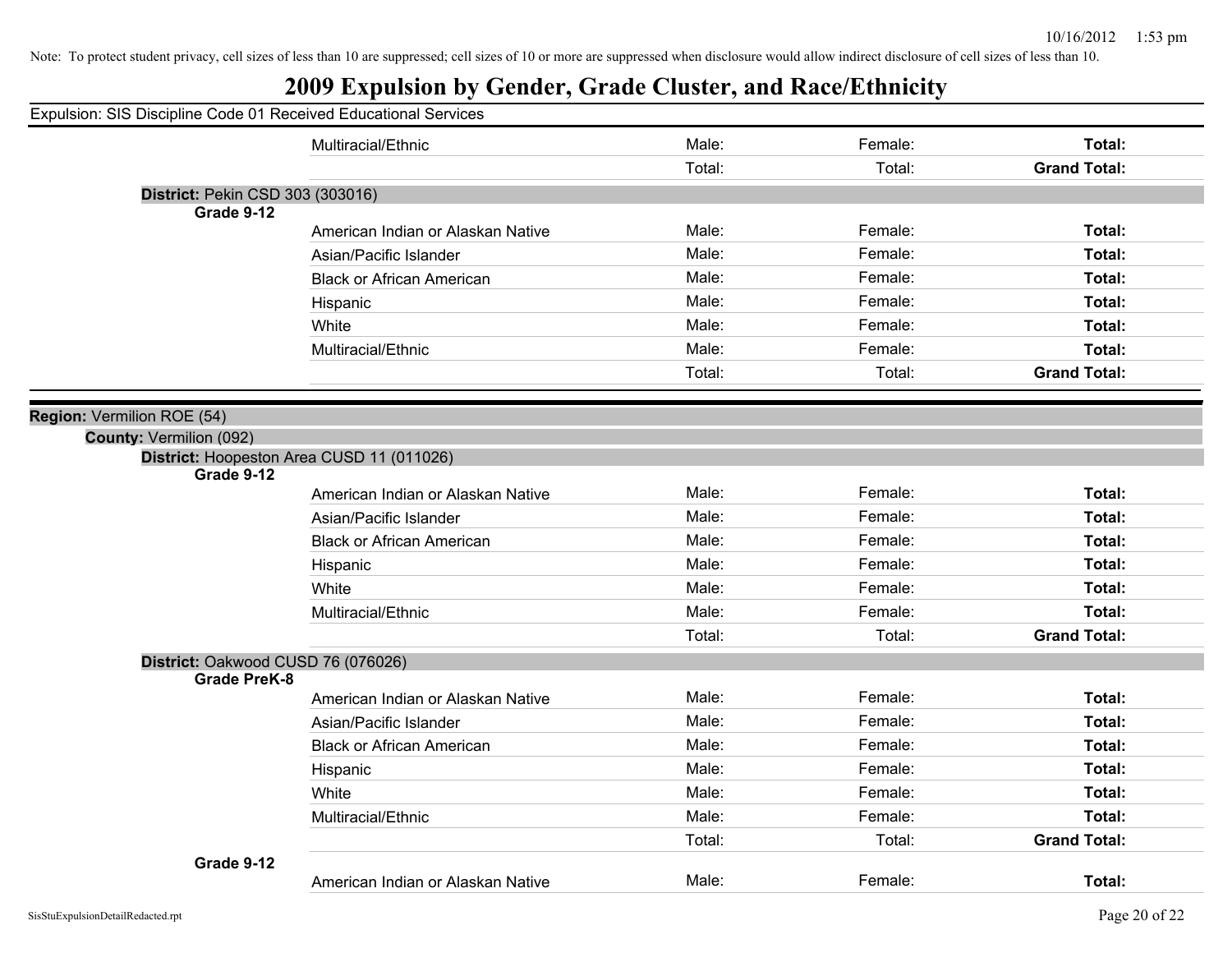Note: To protect student privacy, cell sizes of less than 10 are suppressed; cell sizes of 10 or more are suppressed when disclosure would allow indirect disclosure of cell sizes of less than 10.

# 2009 Expulsion by Gender, Grade Cluster, and Race/Ethnicity

Expulsion: SIS Discipline Code 01 Received Educational Services

| | Race/Ethnicity | Male | Female | Total |
|---|---|---|---|---|
| | Multiracial/Ethnic | Male: | Female: | **Total:** |
| | | Total: | Total: | **Grand Total:** |

**District:** Pekin CSD 303 (303016)

| Grade | Race/Ethnicity | Male | Female | Total |
|---|---|---|---|---|
| **Grade 9-12** | American Indian or Alaskan Native | Male: | Female: | **Total:** |
| | Asian/Pacific Islander | Male: | Female: | **Total:** |
| | Black or African American | Male: | Female: | **Total:** |
| | Hispanic | Male: | Female: | **Total:** |
| | White | Male: | Female: | **Total:** |
| | Multiracial/Ethnic | Male: | Female: | **Total:** |
| | | Total: | Total: | **Grand Total:** |

**Region:** Vermilion ROE (54)

**County:** Vermilion (092)

**District:** Hoopeston Area CUSD 11 (011026)

| Grade | Race/Ethnicity | Male | Female | Total |
|---|---|---|---|---|
| **Grade 9-12** | American Indian or Alaskan Native | Male: | Female: | **Total:** |
| | Asian/Pacific Islander | Male: | Female: | **Total:** |
| | Black or African American | Male: | Female: | **Total:** |
| | Hispanic | Male: | Female: | **Total:** |
| | White | Male: | Female: | **Total:** |
| | Multiracial/Ethnic | Male: | Female: | **Total:** |
| | | Total: | Total: | **Grand Total:** |

**District:** Oakwood CUSD 76 (076026)

| Grade | Race/Ethnicity | Male | Female | Total |
|---|---|---|---|---|
| **Grade PreK-8** | American Indian or Alaskan Native | Male: | Female: | **Total:** |
| | Asian/Pacific Islander | Male: | Female: | **Total:** |
| | Black or African American | Male: | Female: | **Total:** |
| | Hispanic | Male: | Female: | **Total:** |
| | White | Male: | Female: | **Total:** |
| | Multiracial/Ethnic | Male: | Female: | **Total:** |
| | | Total: | Total: | **Grand Total:** |
| **Grade 9-12** | American Indian or Alaskan Native | Male: | Female: | **Total:** |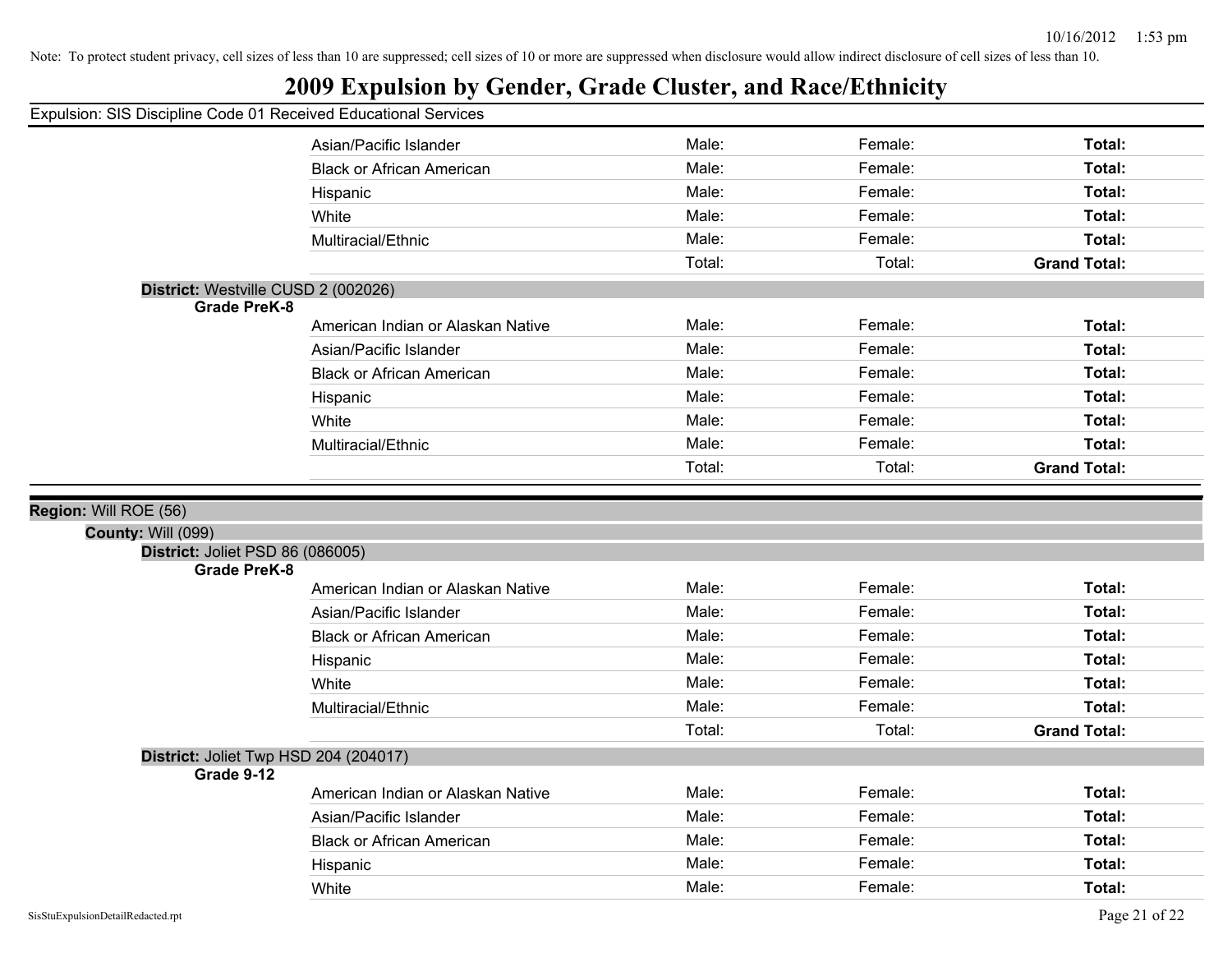Note: To protect student privacy, cell sizes of less than 10 are suppressed; cell sizes of 10 or more are suppressed when disclosure would allow indirect disclosure of cell sizes of less than 10.

# 2009 Expulsion by Gender, Grade Cluster, and Race/Ethnicity

Expulsion: SIS Discipline Code 01 Received Educational Services

| | | | |
|---|---|---|---|
| Asian/Pacific Islander | Male: | Female: | **Total:** |
| Black or African American | Male: | Female: | **Total:** |
| Hispanic | Male: | Female: | **Total:** |
| White | Male: | Female: | **Total:** |
| Multiracial/Ethnic | Male: | Female: | **Total:** |
| | Total: | Total: | **Grand Total:** |

**District:** Westville CUSD 2 (002026)

**Grade PreK-8**

| | | | |
|---|---|---|---|
| American Indian or Alaskan Native | Male: | Female: | **Total:** |
| Asian/Pacific Islander | Male: | Female: | **Total:** |
| Black or African American | Male: | Female: | **Total:** |
| Hispanic | Male: | Female: | **Total:** |
| White | Male: | Female: | **Total:** |
| Multiracial/Ethnic | Male: | Female: | **Total:** |
| | Total: | Total: | **Grand Total:** |

**Region:** Will ROE (56)

**County:** Will (099)

**District:** Joliet PSD 86 (086005)

**Grade PreK-8**

| | | | |
|---|---|---|---|
| American Indian or Alaskan Native | Male: | Female: | **Total:** |
| Asian/Pacific Islander | Male: | Female: | **Total:** |
| Black or African American | Male: | Female: | **Total:** |
| Hispanic | Male: | Female: | **Total:** |
| White | Male: | Female: | **Total:** |
| Multiracial/Ethnic | Male: | Female: | **Total:** |
| | Total: | Total: | **Grand Total:** |

**District:** Joliet Twp HSD 204 (204017)

**Grade 9-12**

| | | | |
|---|---|---|---|
| American Indian or Alaskan Native | Male: | Female: | **Total:** |
| Asian/Pacific Islander | Male: | Female: | **Total:** |
| Black or African American | Male: | Female: | **Total:** |
| Hispanic | Male: | Female: | **Total:** |
| White | Male: | Female: | **Total:** |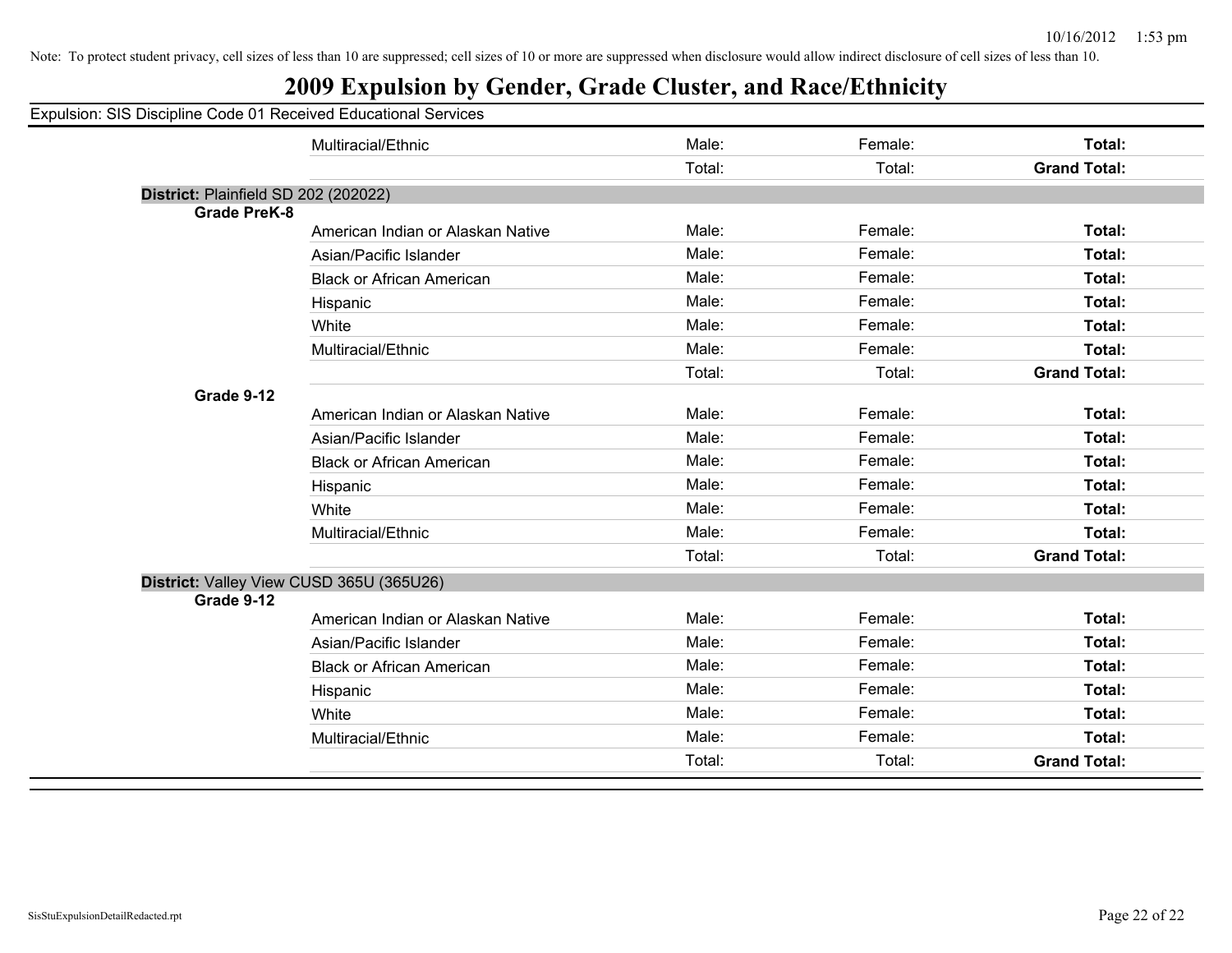Note: To protect student privacy, cell sizes of less than 10 are suppressed; cell sizes of 10 or more are suppressed when disclosure would allow indirect disclosure of cell sizes of less than 10.

# 2009 Expulsion by Gender, Grade Cluster, and Race/Ethnicity

Expulsion: SIS Discipline Code 01 Received Educational Services

| | | | | |
|---|---|---|---|---|
| | Multiracial/Ethnic | Male: | Female: | **Total:** |
| | | Total: | Total: | **Grand Total:** |
| **District:** Plainfield SD 202 (202022) | | | | |
| **Grade PreK-8** | | | | |
| | American Indian or Alaskan Native | Male: | Female: | **Total:** |
| | Asian/Pacific Islander | Male: | Female: | **Total:** |
| | Black or African American | Male: | Female: | **Total:** |
| | Hispanic | Male: | Female: | **Total:** |
| | White | Male: | Female: | **Total:** |
| | Multiracial/Ethnic | Male: | Female: | **Total:** |
| | | Total: | Total: | **Grand Total:** |
| **Grade 9-12** | | | | |
| | American Indian or Alaskan Native | Male: | Female: | **Total:** |
| | Asian/Pacific Islander | Male: | Female: | **Total:** |
| | Black or African American | Male: | Female: | **Total:** |
| | Hispanic | Male: | Female: | **Total:** |
| | White | Male: | Female: | **Total:** |
| | Multiracial/Ethnic | Male: | Female: | **Total:** |
| | | Total: | Total: | **Grand Total:** |
| **District:** Valley View CUSD 365U (365U26) | | | | |
| **Grade 9-12** | | | | |
| | American Indian or Alaskan Native | Male: | Female: | **Total:** |
| | Asian/Pacific Islander | Male: | Female: | **Total:** |
| | Black or African American | Male: | Female: | **Total:** |
| | Hispanic | Male: | Female: | **Total:** |
| | White | Male: | Female: | **Total:** |
| | Multiracial/Ethnic | Male: | Female: | **Total:** |
| | | Total: | Total: | **Grand Total:** |